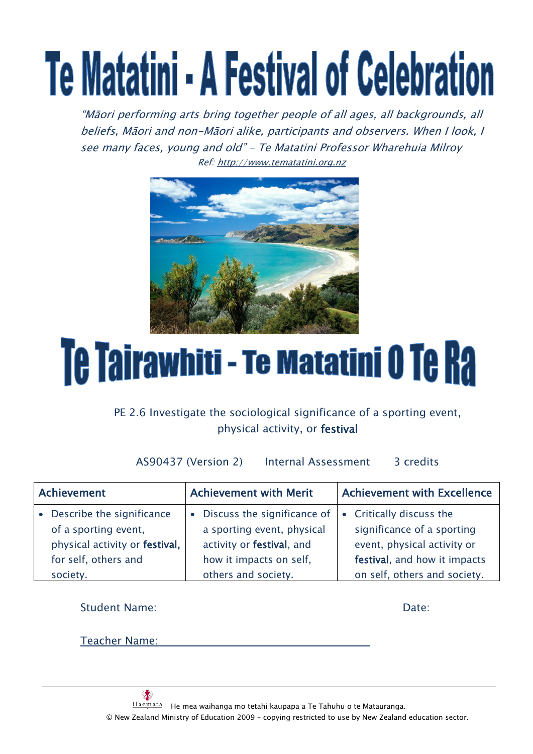# Te Matatini - A Festival of Celebration

*"Māori performing arts bring together people of all ages, all backgrounds, all beliefs, Māori and non-Māori alike, participants and observers. When I look, I see many faces, young and old" – Te Matatini Professor Wharehuia Milroy*

*Ref: http://www.tematatini.org.nz*

# Te Tairawhiti - Te Matatini O Te Ra

PE 2.6 Investigate the sociological significance of a sporting event, physical activity, or **festival**

AS90437 (Version 2)  Internal Assessment  3 credits

| Achievement | Achievement with Merit | Achievement with Excellence |
|---|---|---|
| • Describe the significance of a sporting event, physical activity or **festival**, for self, others and society. | • Discuss the significance of a sporting event, physical activity or **festival**, and how it impacts on self, others and society. | • Critically discuss the significance of a sporting event, physical activity or **festival**, and how it impacts on self, others and society. |

Student Name: ______________________ Date: ________

Teacher Name: ______________________

He mea waihanga mō tētahi kaupapa a Te Tāhuhu o te Mātauranga.
© New Zealand Ministry of Education 2009 – copying restricted to use by New Zealand education sector.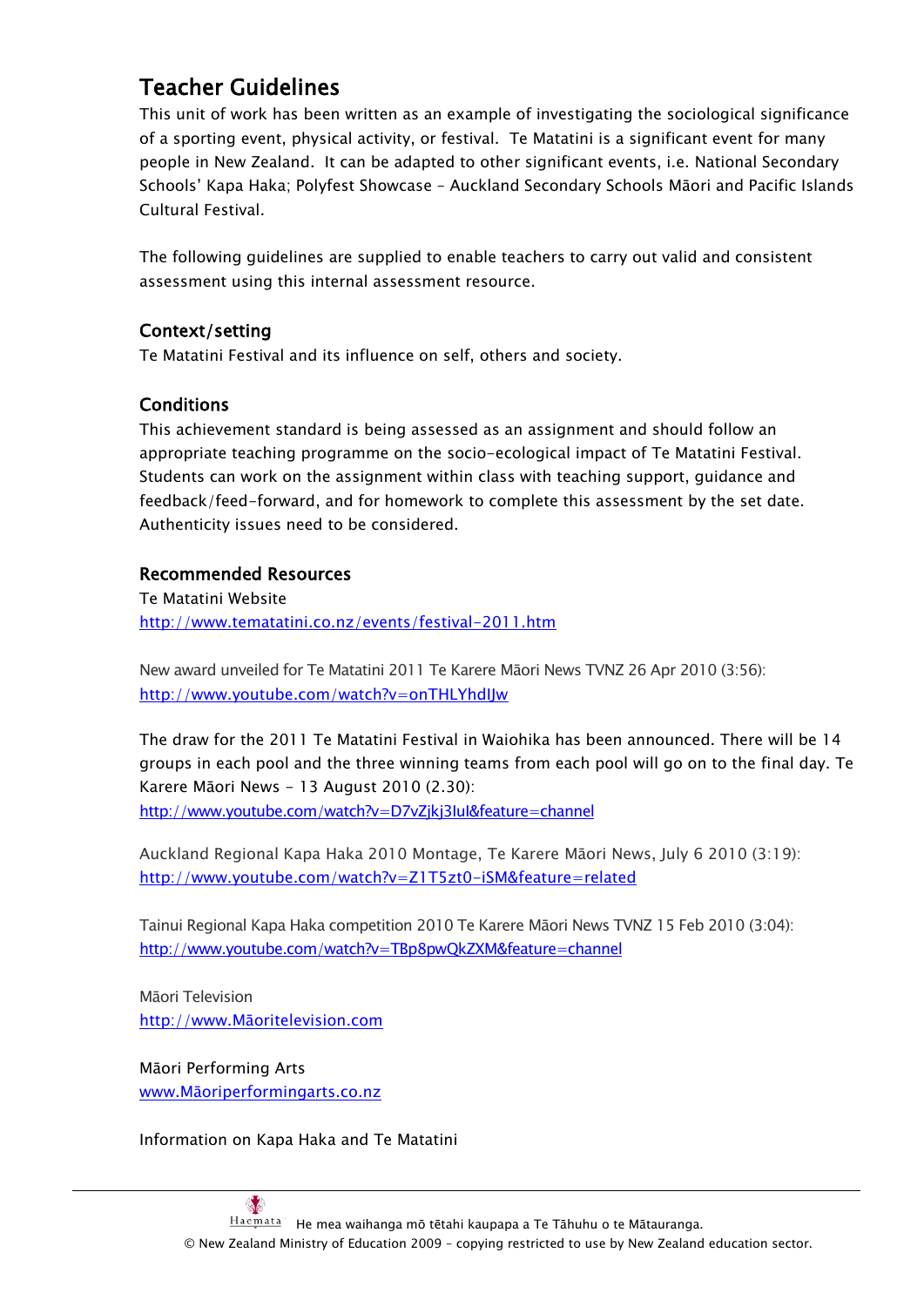## Teacher Guidelines

This unit of work has been written as an example of investigating the sociological significance of a sporting event, physical activity, or festival. Te Matatini is a significant event for many people in New Zealand. It can be adapted to other significant events, i.e. National Secondary Schools' Kapa Haka; Polyfest Showcase – Auckland Secondary Schools Māori and Pacific Islands Cultural Festival.

The following guidelines are supplied to enable teachers to carry out valid and consistent assessment using this internal assessment resource.

### Context/setting

Te Matatini Festival and its influence on self, others and society.

### Conditions

This achievement standard is being assessed as an assignment and should follow an appropriate teaching programme on the socio-ecological impact of Te Matatini Festival. Students can work on the assignment within class with teaching support, guidance and feedback/feed-forward, and for homework to complete this assessment by the set date. Authenticity issues need to be considered.

### Recommended Resources

Te Matatini Website
http://www.tematatini.co.nz/events/festival-2011.htm

New award unveiled for Te Matatini 2011 Te Karere Māori News TVNZ 26 Apr 2010 (3:56):
http://www.youtube.com/watch?v=onTHLYhdIJw

The draw for the 2011 Te Matatini Festival in Waiohika has been announced. There will be 14 groups in each pool and the three winning teams from each pool will go on to the final day. Te Karere Māori News – 13 August 2010 (2.30):
http://www.youtube.com/watch?v=D7vZjkj3IuI&feature=channel

Auckland Regional Kapa Haka 2010 Montage, Te Karere Māori News, July 6 2010 (3:19):
http://www.youtube.com/watch?v=Z1T5zt0-iSM&feature=related

Tainui Regional Kapa Haka competition 2010 Te Karere Māori News TVNZ 15 Feb 2010 (3:04):
http://www.youtube.com/watch?v=TBp8pwQkZXM&feature=channel

Māori Television
http://www.Māoritelevision.com

Māori Performing Arts
www.Māoriperformingarts.co.nz

Information on Kapa Haka and Te Matatini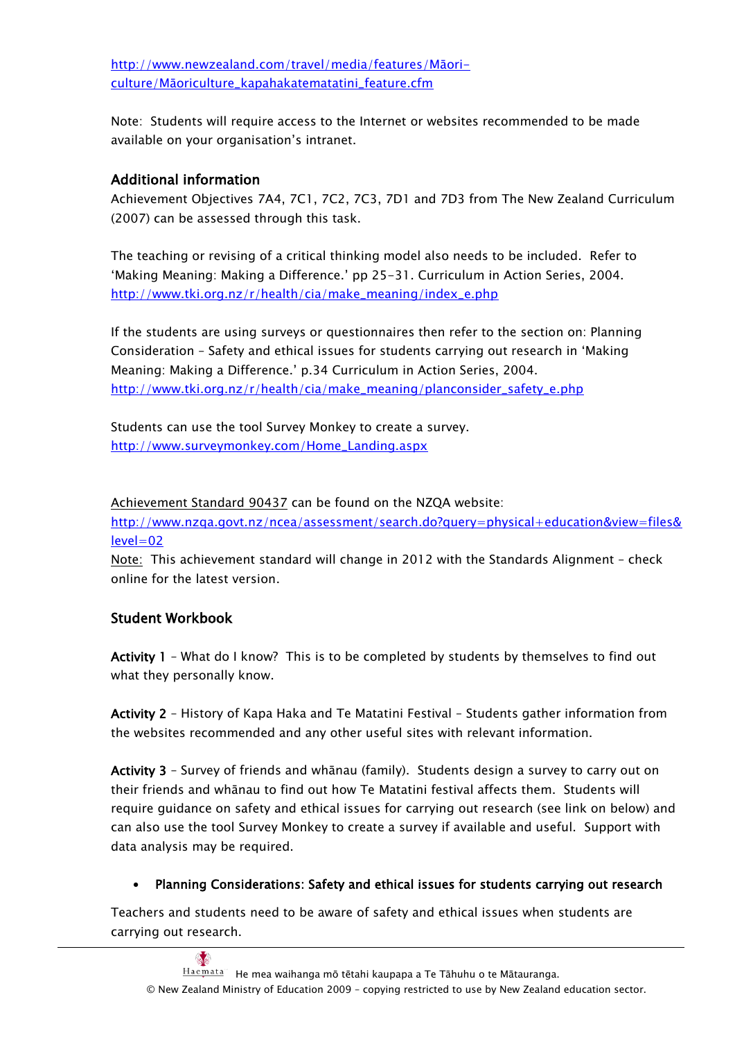http://www.newzealand.com/travel/media/features/Māori-culture/Māoriculture_kapahakatematatini_feature.cfm

Note: Students will require access to the Internet or websites recommended to be made available on your organisation's intranet.

### Additional information

Achievement Objectives 7A4, 7C1, 7C2, 7C3, 7D1 and 7D3 from The New Zealand Curriculum (2007) can be assessed through this task.

The teaching or revising of a critical thinking model also needs to be included. Refer to 'Making Meaning: Making a Difference.' pp 25-31. Curriculum in Action Series, 2004. http://www.tki.org.nz/r/health/cia/make_meaning/index_e.php

If the students are using surveys or questionnaires then refer to the section on: Planning Consideration – Safety and ethical issues for students carrying out research in 'Making Meaning: Making a Difference.' p.34 Curriculum in Action Series, 2004. http://www.tki.org.nz/r/health/cia/make_meaning/planconsider_safety_e.php

Students can use the tool Survey Monkey to create a survey. http://www.surveymonkey.com/Home_Landing.aspx

Achievement Standard 90437 can be found on the NZQA website: http://www.nzqa.govt.nz/ncea/assessment/search.do?query=physical+education&view=files&level=02

Note: This achievement standard will change in 2012 with the Standards Alignment – check online for the latest version.

### Student Workbook

**Activity 1** – What do I know? This is to be completed by students by themselves to find out what they personally know.

**Activity 2** – History of Kapa Haka and Te Matatini Festival – Students gather information from the websites recommended and any other useful sites with relevant information.

**Activity 3** – Survey of friends and whānau (family). Students design a survey to carry out on their friends and whānau to find out how Te Matatini festival affects them. Students will require guidance on safety and ethical issues for carrying out research (see link on below) and can also use the tool Survey Monkey to create a survey if available and useful. Support with data analysis may be required.

- **Planning Considerations: Safety and ethical issues for students carrying out research**

Teachers and students need to be aware of safety and ethical issues when students are carrying out research.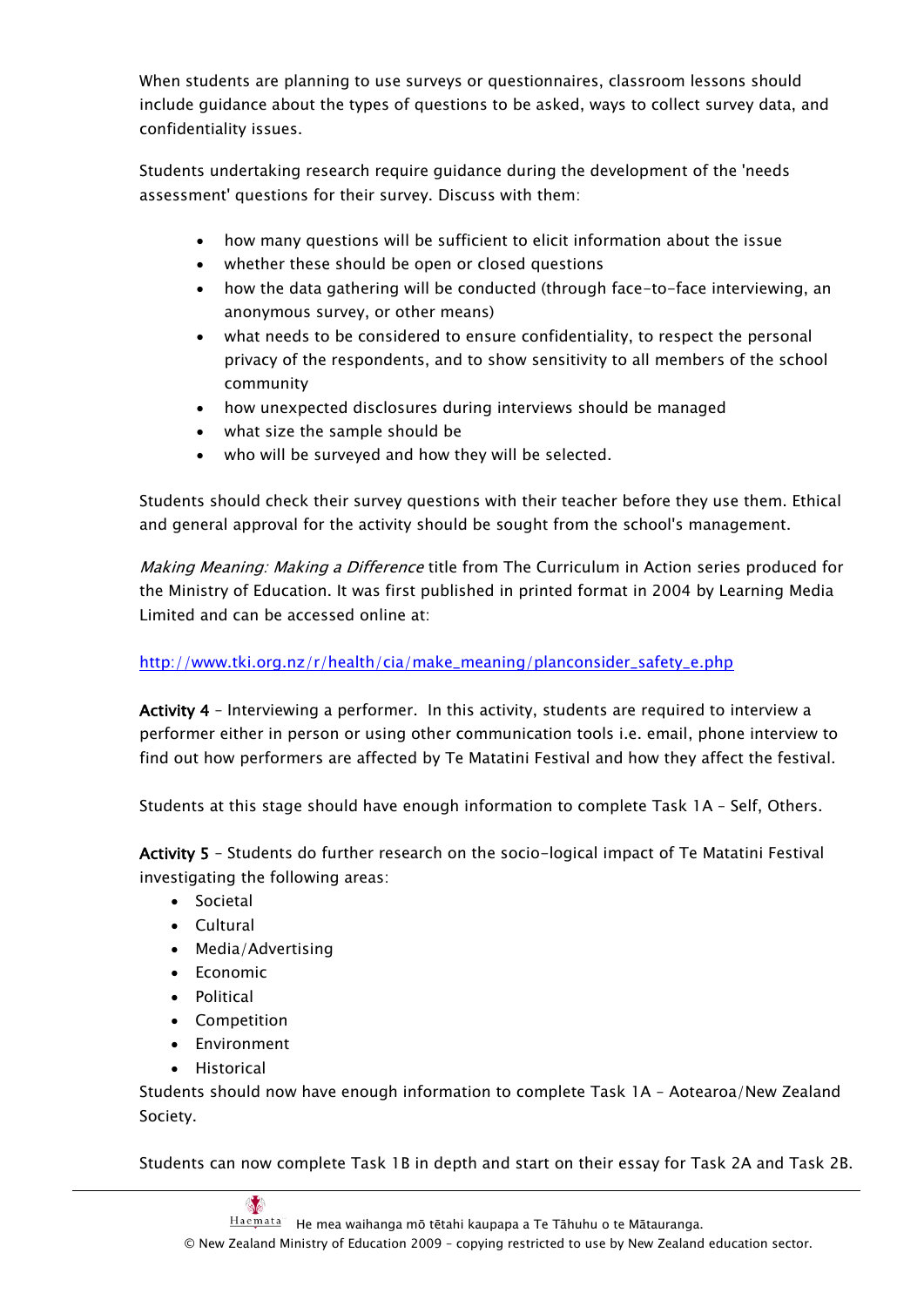When students are planning to use surveys or questionnaires, classroom lessons should include guidance about the types of questions to be asked, ways to collect survey data, and confidentiality issues.

Students undertaking research require guidance during the development of the 'needs assessment' questions for their survey. Discuss with them:

- how many questions will be sufficient to elicit information about the issue
- whether these should be open or closed questions
- how the data gathering will be conducted (through face-to-face interviewing, an anonymous survey, or other means)
- what needs to be considered to ensure confidentiality, to respect the personal privacy of the respondents, and to show sensitivity to all members of the school community
- how unexpected disclosures during interviews should be managed
- what size the sample should be
- who will be surveyed and how they will be selected.

Students should check their survey questions with their teacher before they use them. Ethical and general approval for the activity should be sought from the school's management.

*Making Meaning: Making a Difference* title from The Curriculum in Action series produced for the Ministry of Education. It was first published in printed format in 2004 by Learning Media Limited and can be accessed online at:

http://www.tki.org.nz/r/health/cia/make_meaning/planconsider_safety_e.php

**Activity 4** – Interviewing a performer. In this activity, students are required to interview a performer either in person or using other communication tools i.e. email, phone interview to find out how performers are affected by Te Matatini Festival and how they affect the festival.

Students at this stage should have enough information to complete Task 1A – Self, Others.

**Activity 5** – Students do further research on the socio-logical impact of Te Matatini Festival investigating the following areas:

- Societal
- Cultural
- Media/Advertising
- Economic
- Political
- Competition
- Environment
- Historical

Students should now have enough information to complete Task 1A – Aotearoa/New Zealand Society.

Students can now complete Task 1B in depth and start on their essay for Task 2A and Task 2B.

He mea waihanga mō tētahi kaupapa a Te Tāhuhu o te Mātauranga.
© New Zealand Ministry of Education 2009 – copying restricted to use by New Zealand education sector.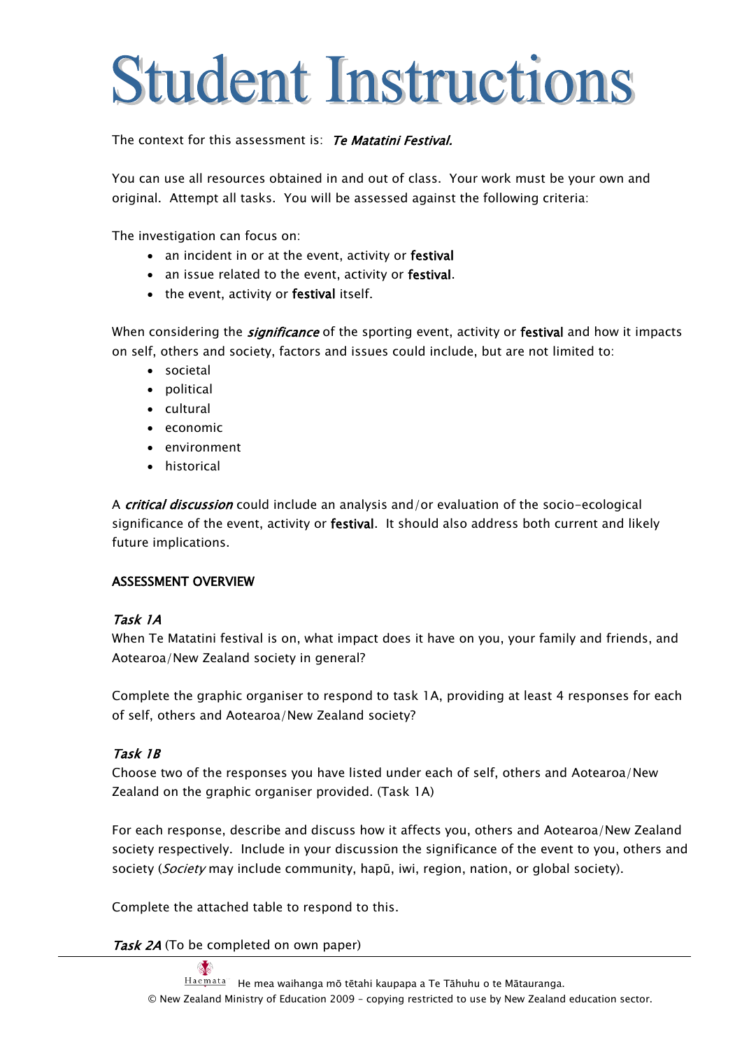# Student Instructions

The context for this assessment is: *Te Matatini Festival.*

You can use all resources obtained in and out of class. Your work must be your own and original. Attempt all tasks. You will be assessed against the following criteria:

The investigation can focus on:

- an incident in or at the event, activity or **festival**
- an issue related to the event, activity or **festival**.
- the event, activity or **festival** itself.

When considering the ***significance*** of the sporting event, activity or **festival** and how it impacts on self, others and society, factors and issues could include, but are not limited to:

- societal
- political
- cultural
- economic
- environment
- historical

A ***critical discussion*** could include an analysis and/or evaluation of the socio-ecological significance of the event, activity or **festival**. It should also address both current and likely future implications.

**ASSESSMENT OVERVIEW**

*Task 1A*

When Te Matatini festival is on, what impact does it have on you, your family and friends, and Aotearoa/New Zealand society in general?

Complete the graphic organiser to respond to task 1A, providing at least 4 responses for each of self, others and Aotearoa/New Zealand society?

*Task 1B*

Choose two of the responses you have listed under each of self, others and Aotearoa/New Zealand on the graphic organiser provided. (Task 1A)

For each response, describe and discuss how it affects you, others and Aotearoa/New Zealand society respectively. Include in your discussion the significance of the event to you, others and society (*Society* may include community, hapū, iwi, region, nation, or global society).

Complete the attached table to respond to this.

*Task 2A* (To be completed on own paper)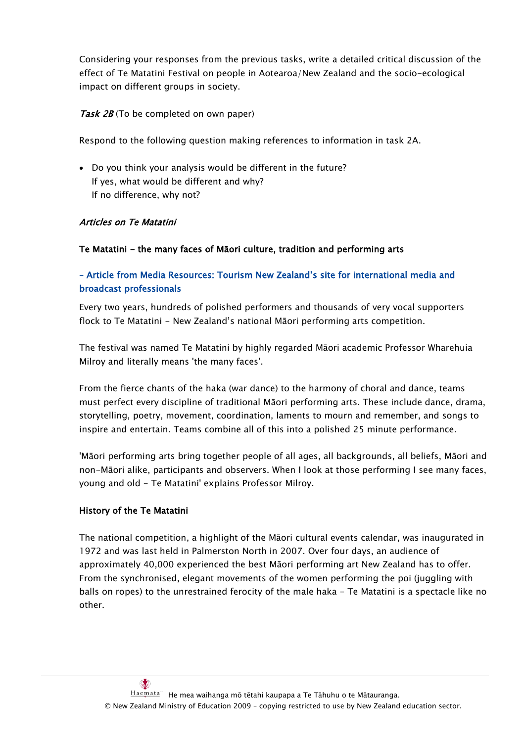Considering your responses from the previous tasks, write a detailed critical discussion of the effect of Te Matatini Festival on people in Aotearoa/New Zealand and the socio-ecological impact on different groups in society.

*Task 2B* (To be completed on own paper)

Respond to the following question making references to information in task 2A.

- Do you think your analysis would be different in the future?
  If yes, what would be different and why?
  If no difference, why not?

*Articles on Te Matatini*

**Te Matatini – the many faces of Māori culture, tradition and performing arts**

**– Article from Media Resources: Tourism New Zealand's site for international media and broadcast professionals**

Every two years, hundreds of polished performers and thousands of very vocal supporters flock to Te Matatini - New Zealand's national Māori performing arts competition.

The festival was named Te Matatini by highly regarded Māori academic Professor Wharehuia Milroy and literally means 'the many faces'.

From the fierce chants of the haka (war dance) to the harmony of choral and dance, teams must perfect every discipline of traditional Māori performing arts. These include dance, drama, storytelling, poetry, movement, coordination, laments to mourn and remember, and songs to inspire and entertain. Teams combine all of this into a polished 25 minute performance.

'Māori performing arts bring together people of all ages, all backgrounds, all beliefs, Māori and non-Māori alike, participants and observers. When I look at those performing I see many faces, young and old - Te Matatini' explains Professor Milroy.

**History of the Te Matatini**

The national competition, a highlight of the Māori cultural events calendar, was inaugurated in 1972 and was last held in Palmerston North in 2007. Over four days, an audience of approximately 40,000 experienced the best Māori performing art New Zealand has to offer. From the synchronised, elegant movements of the women performing the poi (juggling with balls on ropes) to the unrestrained ferocity of the male haka - Te Matatini is a spectacle like no other.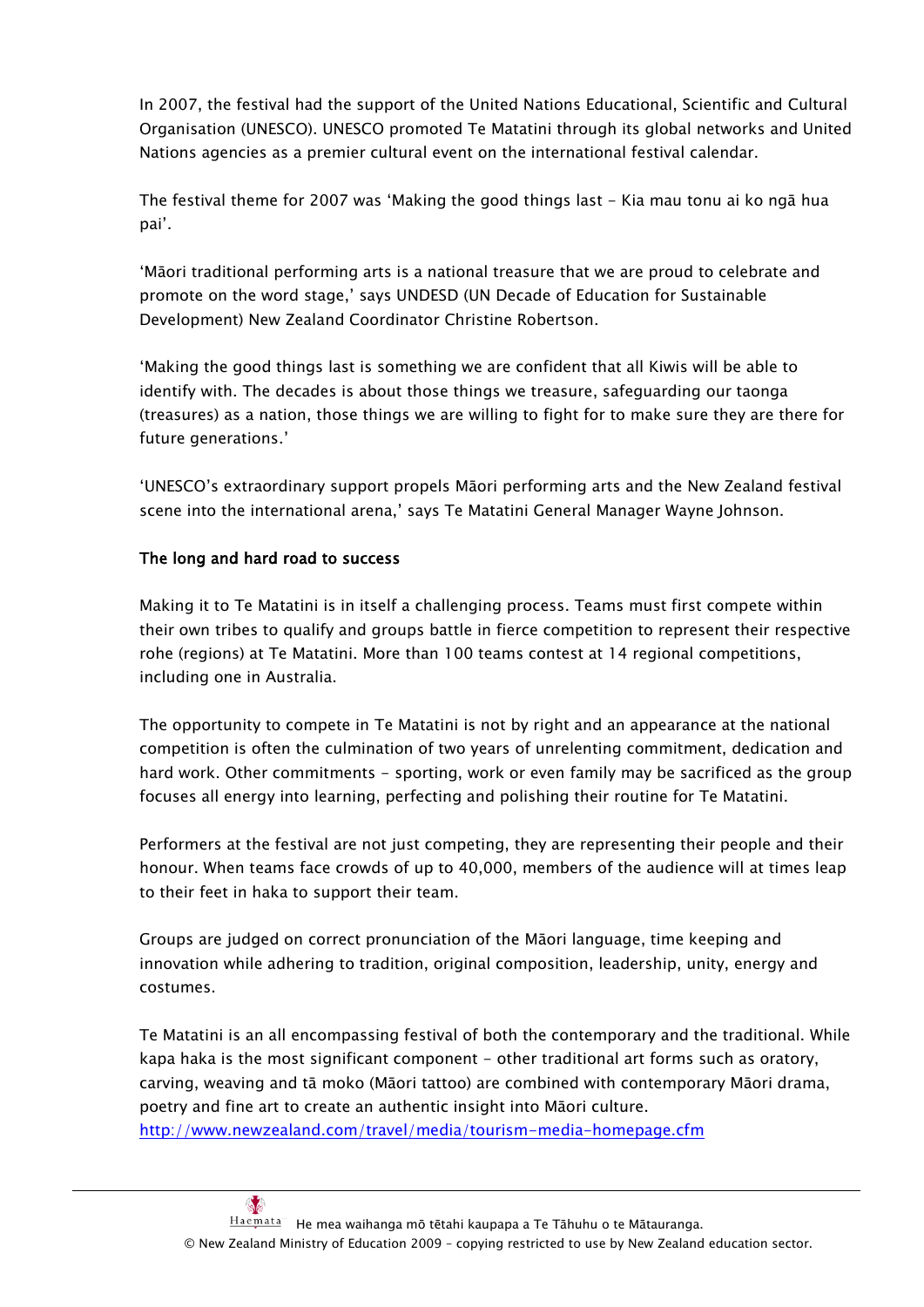In 2007, the festival had the support of the United Nations Educational, Scientific and Cultural Organisation (UNESCO). UNESCO promoted Te Matatini through its global networks and United Nations agencies as a premier cultural event on the international festival calendar.

The festival theme for 2007 was 'Making the good things last - Kia mau tonu ai ko ngā hua pai'.

'Māori traditional performing arts is a national treasure that we are proud to celebrate and promote on the word stage,' says UNDESD (UN Decade of Education for Sustainable Development) New Zealand Coordinator Christine Robertson.

'Making the good things last is something we are confident that all Kiwis will be able to identify with. The decades is about those things we treasure, safeguarding our taonga (treasures) as a nation, those things we are willing to fight for to make sure they are there for future generations.'

'UNESCO's extraordinary support propels Māori performing arts and the New Zealand festival scene into the international arena,' says Te Matatini General Manager Wayne Johnson.

**The long and hard road to success**

Making it to Te Matatini is in itself a challenging process. Teams must first compete within their own tribes to qualify and groups battle in fierce competition to represent their respective rohe (regions) at Te Matatini. More than 100 teams contest at 14 regional competitions, including one in Australia.

The opportunity to compete in Te Matatini is not by right and an appearance at the national competition is often the culmination of two years of unrelenting commitment, dedication and hard work. Other commitments - sporting, work or even family may be sacrificed as the group focuses all energy into learning, perfecting and polishing their routine for Te Matatini.

Performers at the festival are not just competing, they are representing their people and their honour. When teams face crowds of up to 40,000, members of the audience will at times leap to their feet in haka to support their team.

Groups are judged on correct pronunciation of the Māori language, time keeping and innovation while adhering to tradition, original composition, leadership, unity, energy and costumes.

Te Matatini is an all encompassing festival of both the contemporary and the traditional. While kapa haka is the most significant component - other traditional art forms such as oratory, carving, weaving and tā moko (Māori tattoo) are combined with contemporary Māori drama, poetry and fine art to create an authentic insight into Māori culture.
http://www.newzealand.com/travel/media/tourism-media-homepage.cfm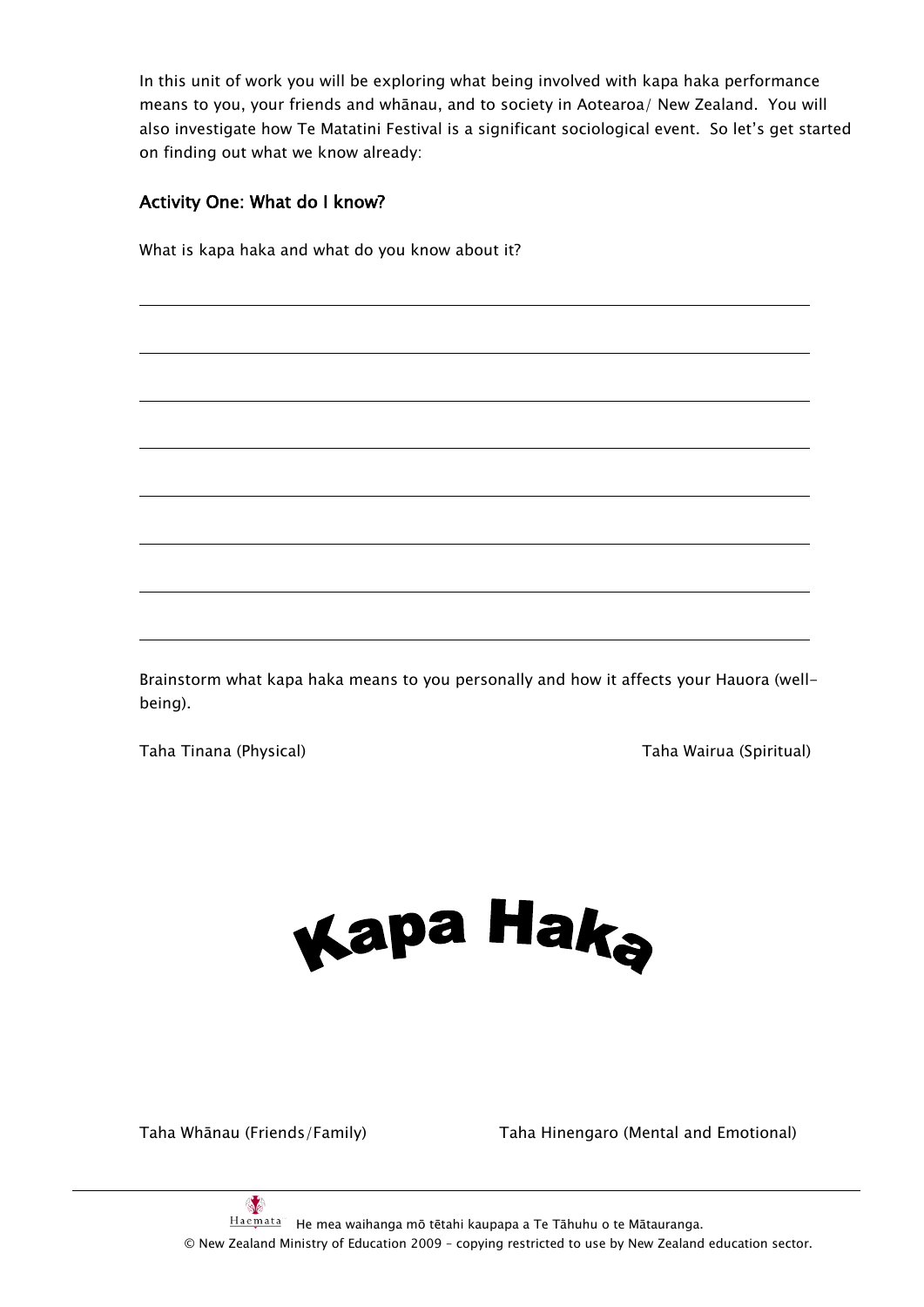In this unit of work you will be exploring what being involved with kapa haka performance means to you, your friends and whānau, and to society in Aotearoa/ New Zealand. You will also investigate how Te Matatini Festival is a significant sociological event. So let's get started on finding out what we know already:

## Activity One: What do I know?

What is kapa haka and what do you know about it?

______________________________________________________________________

______________________________________________________________________

______________________________________________________________________

______________________________________________________________________

______________________________________________________________________

______________________________________________________________________

______________________________________________________________________

Brainstorm what kapa haka means to you personally and how it affects your Hauora (well-being).

Taha Tinana (Physical)

Taha Wairua (Spiritual)

**Kapa Haka**

Taha Whānau (Friends/Family)

Taha Hinengaro (Mental and Emotional)

He mea waihanga mō tētahi kaupapa a Te Tāhuhu o te Mātauranga.
© New Zealand Ministry of Education 2009 – copying restricted to use by New Zealand education sector.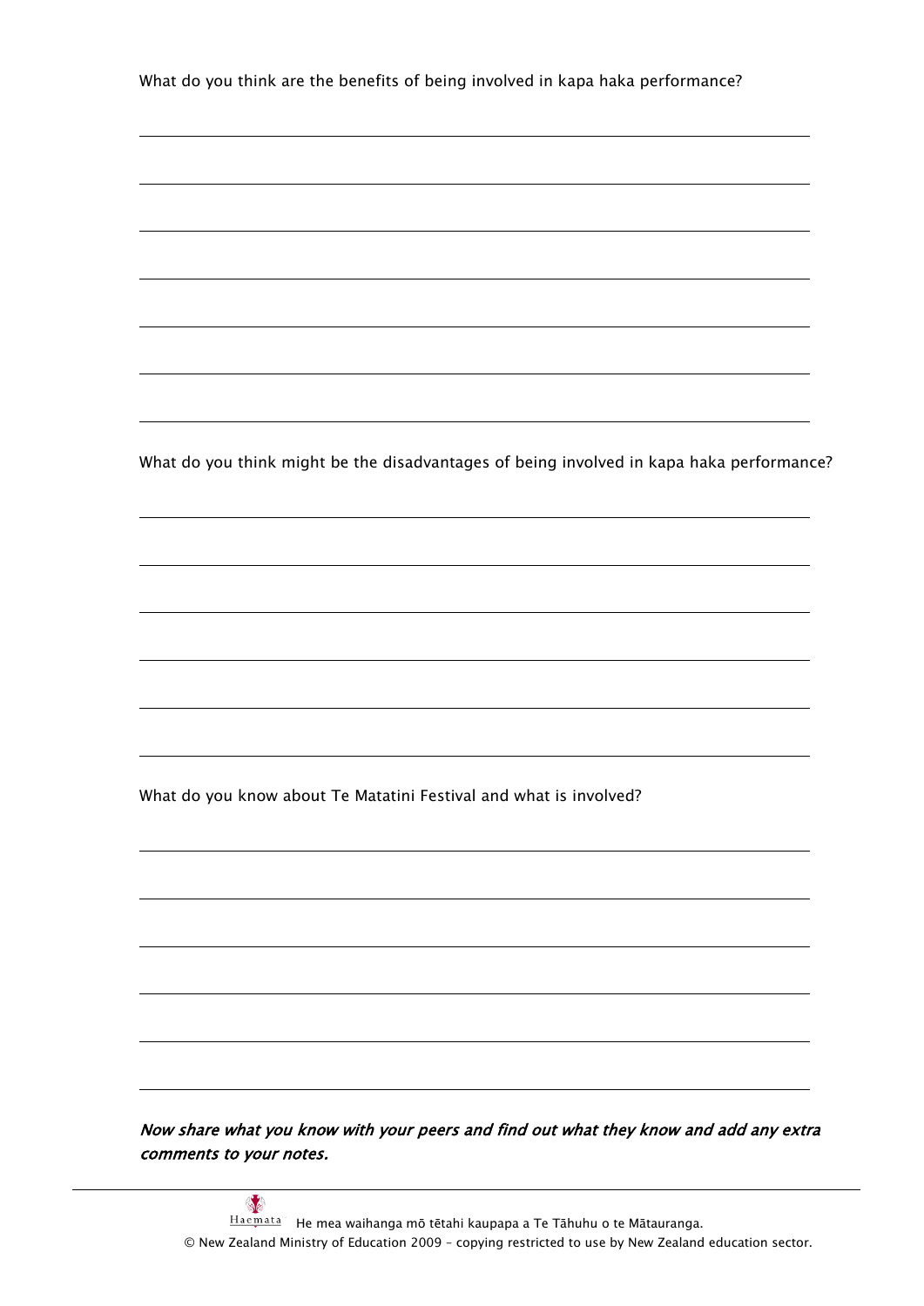What do you think are the benefits of being involved in kapa haka performance?

What do you think might be the disadvantages of being involved in kapa haka performance?

What do you know about Te Matatini Festival and what is involved?

***Now share what you know with your peers and find out what they know and add any extra comments to your notes.***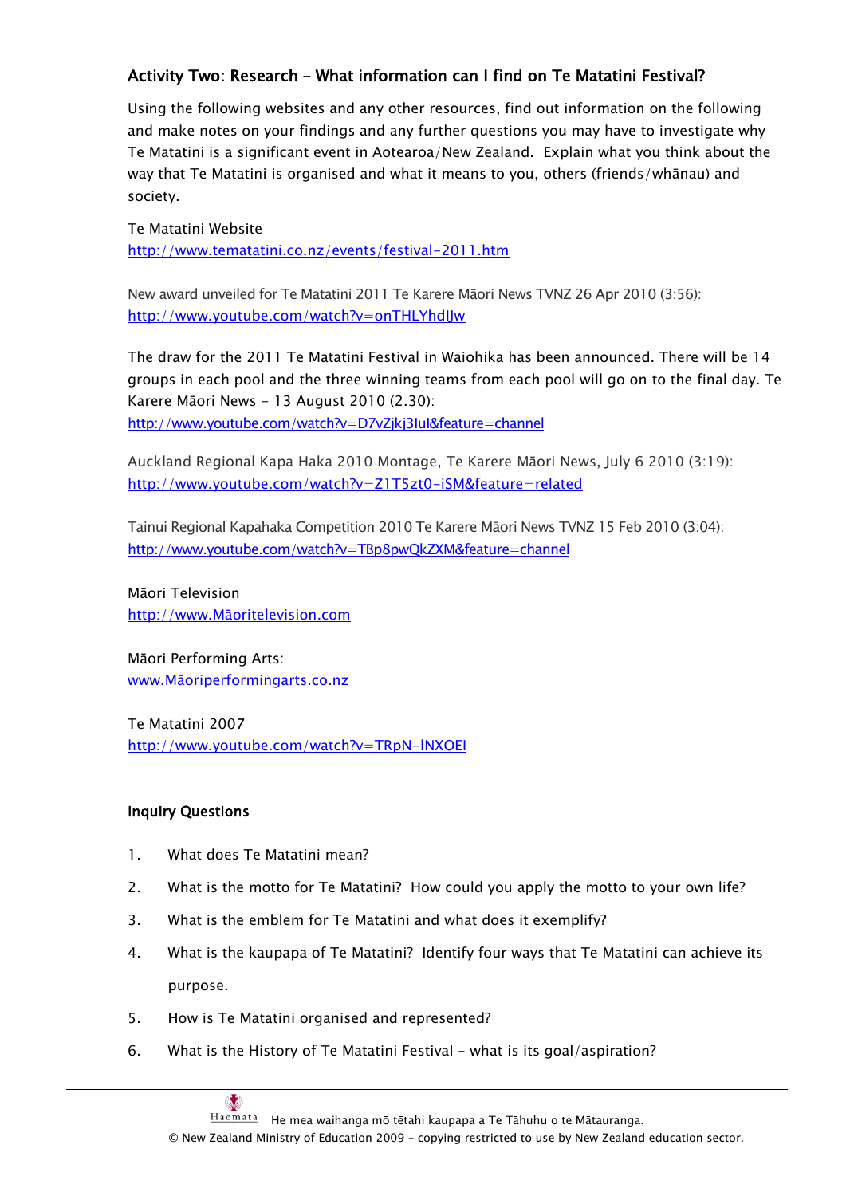## Activity Two: Research – What information can I find on Te Matatini Festival?

Using the following websites and any other resources, find out information on the following and make notes on your findings and any further questions you may have to investigate why Te Matatini is a significant event in Aotearoa/New Zealand. Explain what you think about the way that Te Matatini is organised and what it means to you, others (friends/whānau) and society.

Te Matatini Website
http://www.tematatini.co.nz/events/festival-2011.htm

New award unveiled for Te Matatini 2011 Te Karere Māori News TVNZ 26 Apr 2010 (3:56):
http://www.youtube.com/watch?v=onTHLYhdIJw

The draw for the 2011 Te Matatini Festival in Waiohika has been announced. There will be 14 groups in each pool and the three winning teams from each pool will go on to the final day. Te Karere Māori News - 13 August 2010 (2.30):
http://www.youtube.com/watch?v=D7vZjkj3IuI&feature=channel

Auckland Regional Kapa Haka 2010 Montage, Te Karere Māori News, July 6 2010 (3:19):
http://www.youtube.com/watch?v=Z1T5zt0-iSM&feature=related

Tainui Regional Kapahaka Competition 2010 Te Karere Māori News TVNZ 15 Feb 2010 (3:04):
http://www.youtube.com/watch?v=TBp8pwQkZXM&feature=channel

Māori Television
http://www.Māoritelevision.com

Māori Performing Arts:
www.Māoriperformingarts.co.nz

Te Matatini 2007
http://www.youtube.com/watch?v=TRpN-lNXOEI

### Inquiry Questions

1. What does Te Matatini mean?
2. What is the motto for Te Matatini? How could you apply the motto to your own life?
3. What is the emblem for Te Matatini and what does it exemplify?
4. What is the kaupapa of Te Matatini? Identify four ways that Te Matatini can achieve its purpose.
5. How is Te Matatini organised and represented?
6. What is the History of Te Matatini Festival – what is its goal/aspiration?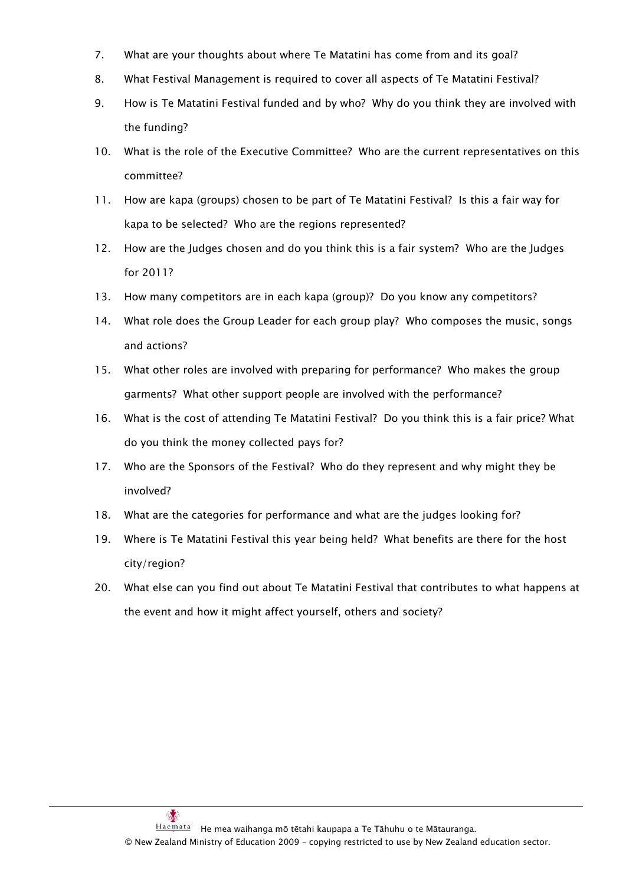7. What are your thoughts about where Te Matatini has come from and its goal?
8. What Festival Management is required to cover all aspects of Te Matatini Festival?
9. How is Te Matatini Festival funded and by who? Why do you think they are involved with the funding?
10. What is the role of the Executive Committee? Who are the current representatives on this committee?
11. How are kapa (groups) chosen to be part of Te Matatini Festival? Is this a fair way for kapa to be selected? Who are the regions represented?
12. How are the Judges chosen and do you think this is a fair system? Who are the Judges for 2011?
13. How many competitors are in each kapa (group)? Do you know any competitors?
14. What role does the Group Leader for each group play? Who composes the music, songs and actions?
15. What other roles are involved with preparing for performance? Who makes the group garments? What other support people are involved with the performance?
16. What is the cost of attending Te Matatini Festival? Do you think this is a fair price? What do you think the money collected pays for?
17. Who are the Sponsors of the Festival? Who do they represent and why might they be involved?
18. What are the categories for performance and what are the judges looking for?
19. Where is Te Matatini Festival this year being held? What benefits are there for the host city/region?
20. What else can you find out about Te Matatini Festival that contributes to what happens at the event and how it might affect yourself, others and society?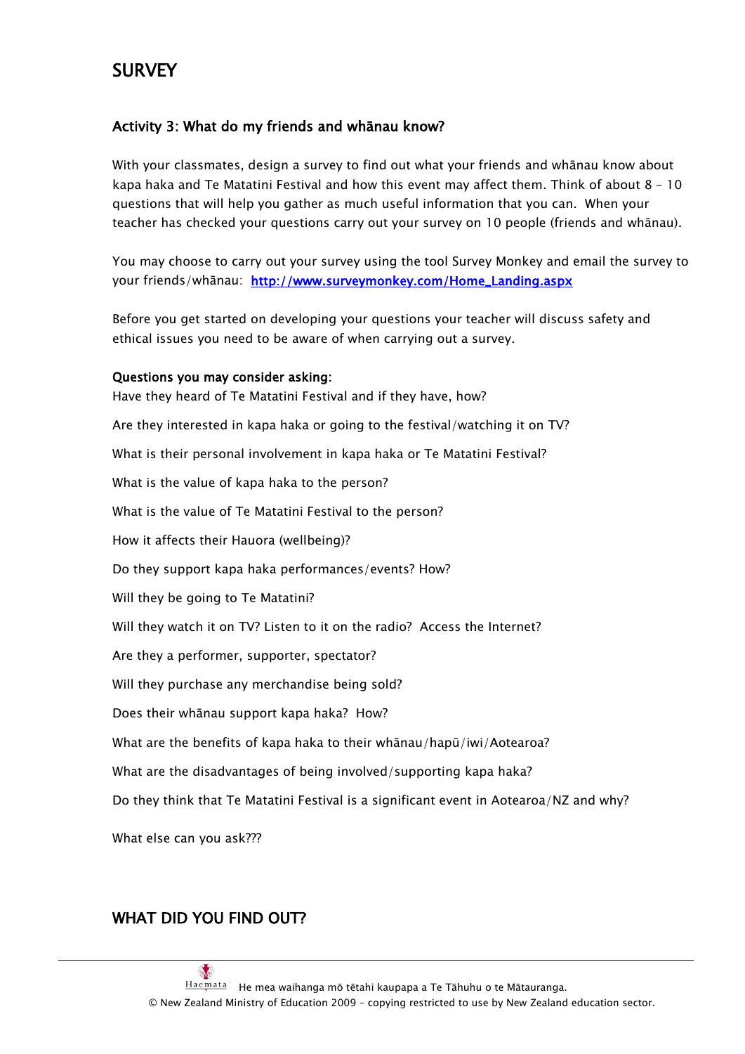# SURVEY

## Activity 3: What do my friends and whānau know?

With your classmates, design a survey to find out what your friends and whānau know about kapa haka and Te Matatini Festival and how this event may affect them. Think of about 8 – 10 questions that will help you gather as much useful information that you can. When your teacher has checked your questions carry out your survey on 10 people (friends and whānau).

You may choose to carry out your survey using the tool Survey Monkey and email the survey to your friends/whānau: [http://www.surveymonkey.com/Home_Landing.aspx](http://www.surveymonkey.com/Home_Landing.aspx)

Before you get started on developing your questions your teacher will discuss safety and ethical issues you need to be aware of when carrying out a survey.

**Questions you may consider asking:**

Have they heard of Te Matatini Festival and if they have, how?

Are they interested in kapa haka or going to the festival/watching it on TV?

What is their personal involvement in kapa haka or Te Matatini Festival?

What is the value of kapa haka to the person?

What is the value of Te Matatini Festival to the person?

How it affects their Hauora (wellbeing)?

Do they support kapa haka performances/events? How?

Will they be going to Te Matatini?

Will they watch it on TV? Listen to it on the radio? Access the Internet?

Are they a performer, supporter, spectator?

Will they purchase any merchandise being sold?

Does their whānau support kapa haka? How?

What are the benefits of kapa haka to their whānau/hapū/iwi/Aotearoa?

What are the disadvantages of being involved/supporting kapa haka?

Do they think that Te Matatini Festival is a significant event in Aotearoa/NZ and why?

What else can you ask???

## WHAT DID YOU FIND OUT?

He mea waihanga mō tētahi kaupapa a Te Tāhuhu o te Mātauranga.
© New Zealand Ministry of Education 2009 – copying restricted to use by New Zealand education sector.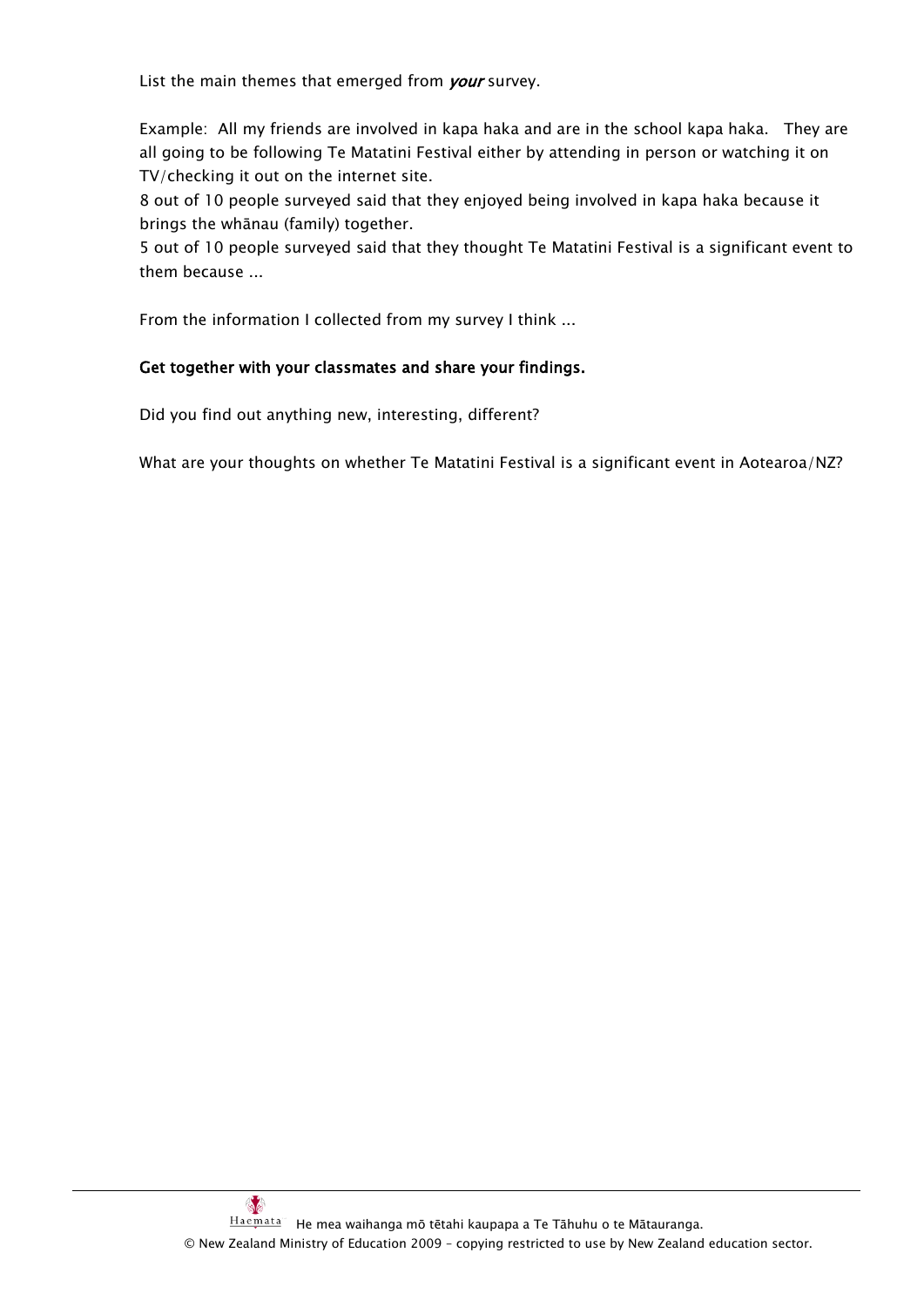List the main themes that emerged from *your* survey.

Example: All my friends are involved in kapa haka and are in the school kapa haka. They are all going to be following Te Matatini Festival either by attending in person or watching it on TV/checking it out on the internet site.
8 out of 10 people surveyed said that they enjoyed being involved in kapa haka because it brings the whānau (family) together.
5 out of 10 people surveyed said that they thought Te Matatini Festival is a significant event to them because ...

From the information I collected from my survey I think ...

**Get together with your classmates and share your findings.**

Did you find out anything new, interesting, different?

What are your thoughts on whether Te Matatini Festival is a significant event in Aotearoa/NZ?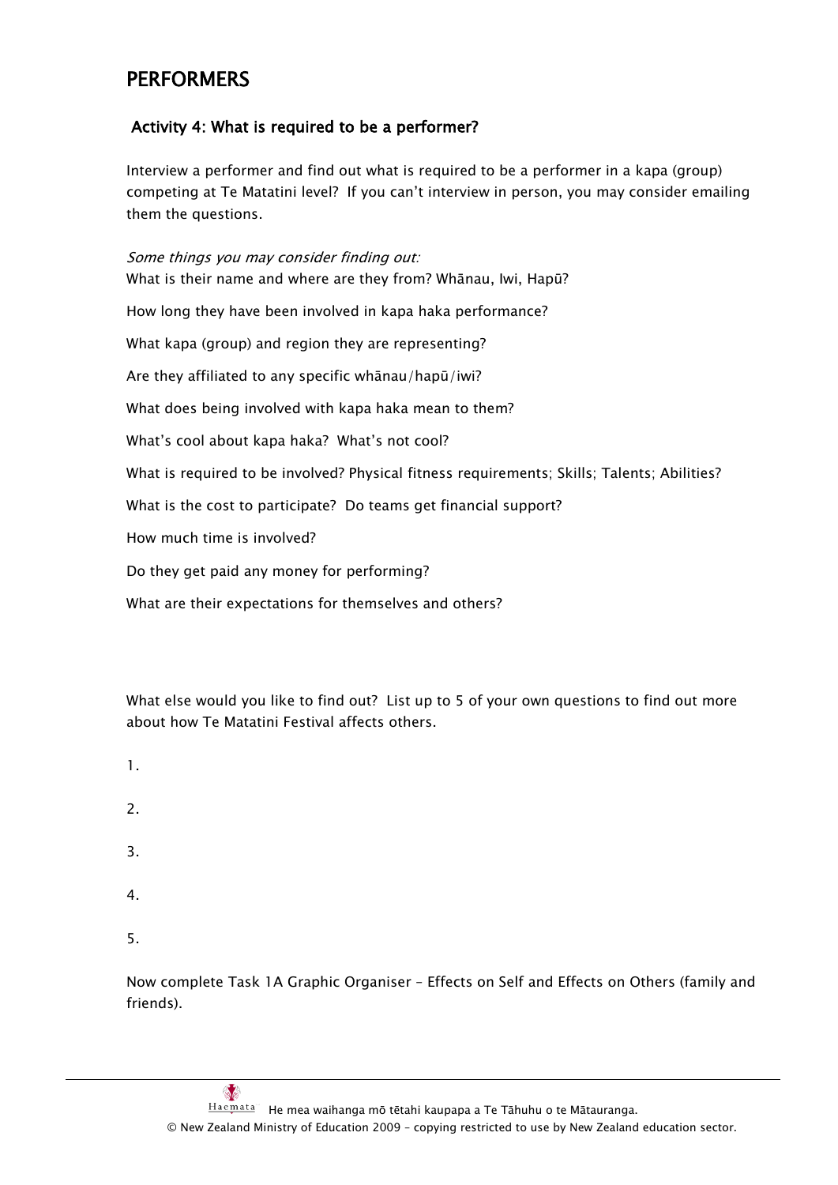# PERFORMERS

## Activity 4: What is required to be a performer?

Interview a performer and find out what is required to be a performer in a kapa (group) competing at Te Matatini level? If you can't interview in person, you may consider emailing them the questions.

*Some things you may consider finding out:*

What is their name and where are they from? Whānau, Iwi, Hapū?

How long they have been involved in kapa haka performance?

What kapa (group) and region they are representing?

Are they affiliated to any specific whānau/hapū/iwi?

What does being involved with kapa haka mean to them?

What's cool about kapa haka? What's not cool?

What is required to be involved? Physical fitness requirements; Skills; Talents; Abilities?

What is the cost to participate? Do teams get financial support?

How much time is involved?

Do they get paid any money for performing?

What are their expectations for themselves and others?

What else would you like to find out? List up to 5 of your own questions to find out more about how Te Matatini Festival affects others.

1.

2.

3.

4.

5.

Now complete Task 1A Graphic Organiser – Effects on Self and Effects on Others (family and friends).

He mea waihanga mō tētahi kaupapa a Te Tāhuhu o te Mātauranga.
© New Zealand Ministry of Education 2009 – copying restricted to use by New Zealand education sector.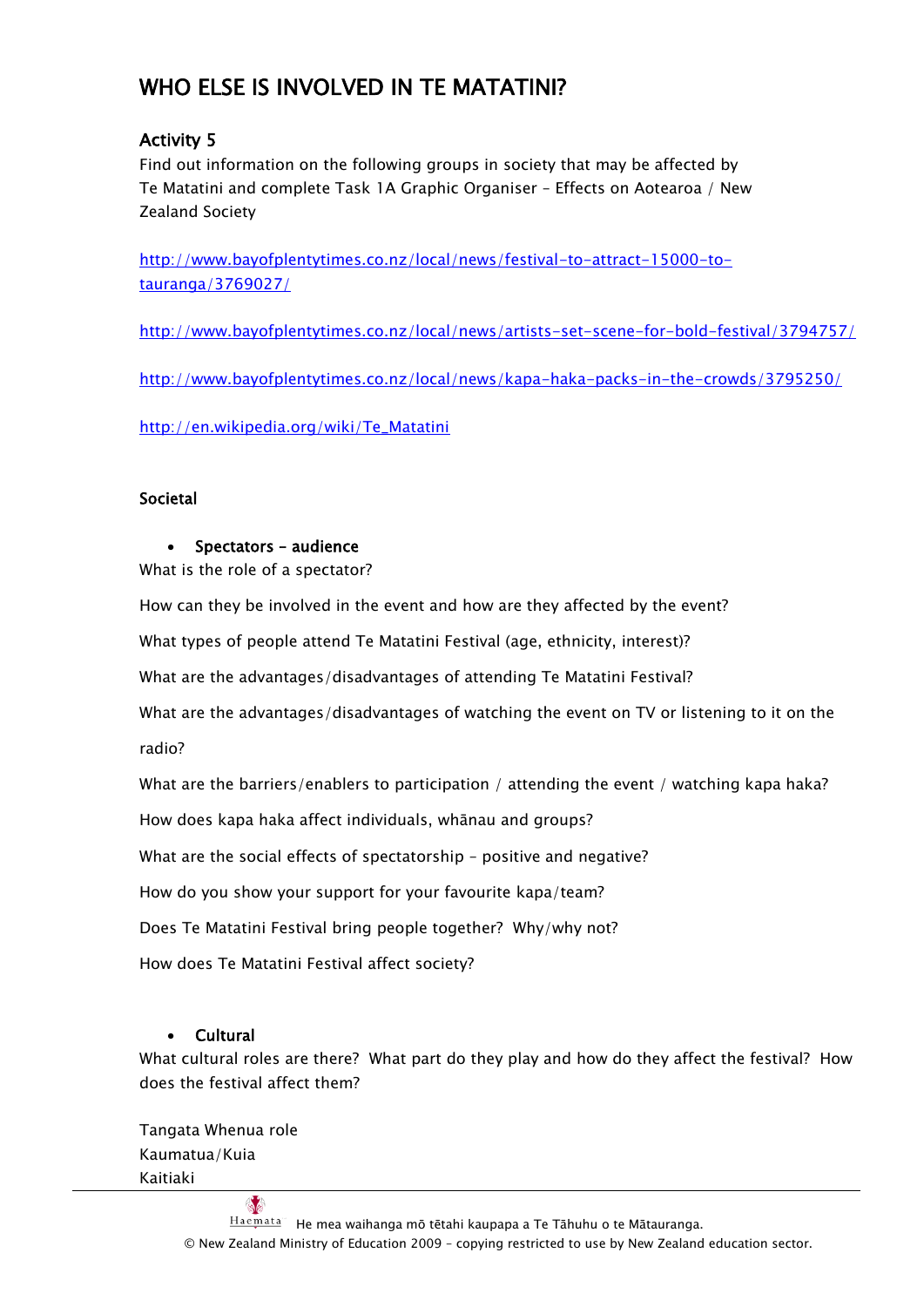# WHO ELSE IS INVOLVED IN TE MATATINI?

## Activity 5

Find out information on the following groups in society that may be affected by Te Matatini and complete Task 1A Graphic Organiser – Effects on Aotearoa / New Zealand Society

http://www.bayofplentytimes.co.nz/local/news/festival-to-attract-15000-to-tauranga/3769027/

http://www.bayofplentytimes.co.nz/local/news/artists-set-scene-for-bold-festival/3794757/

http://www.bayofplentytimes.co.nz/local/news/kapa-haka-packs-in-the-crowds/3795250/

http://en.wikipedia.org/wiki/Te_Matatini

### Societal

- **Spectators – audience**

What is the role of a spectator?

How can they be involved in the event and how are they affected by the event?

What types of people attend Te Matatini Festival (age, ethnicity, interest)?

What are the advantages/disadvantages of attending Te Matatini Festival?

What are the advantages/disadvantages of watching the event on TV or listening to it on the radio?

What are the barriers/enablers to participation / attending the event / watching kapa haka?

How does kapa haka affect individuals, whānau and groups?

What are the social effects of spectatorship – positive and negative?

How do you show your support for your favourite kapa/team?

Does Te Matatini Festival bring people together? Why/why not?

How does Te Matatini Festival affect society?

- **Cultural**

What cultural roles are there? What part do they play and how do they affect the festival? How does the festival affect them?

Tangata Whenua role
Kaumatua/Kuia
Kaitiaki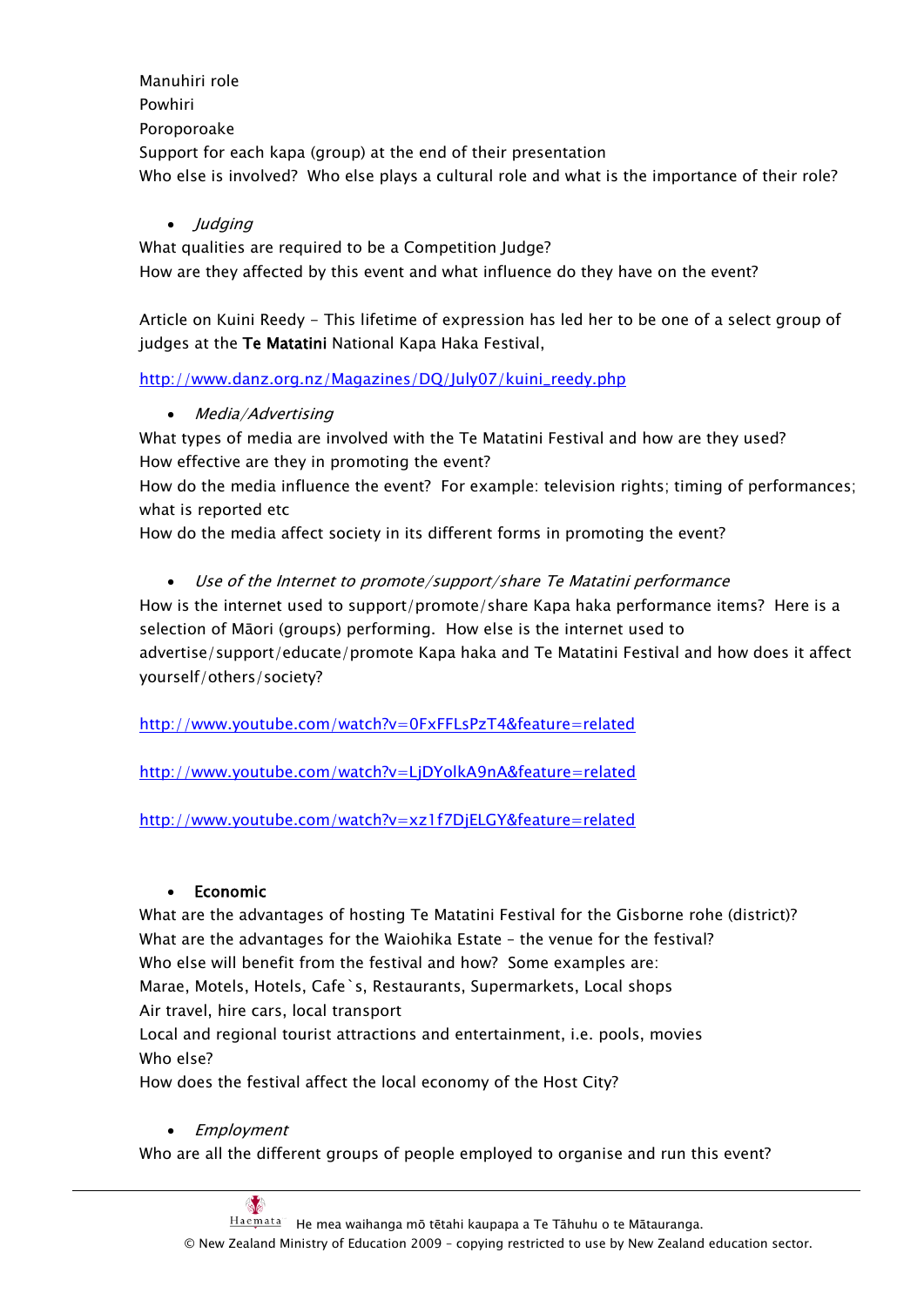Manuhiri role
Powhiri
Poroporoake
Support for each kapa (group) at the end of their presentation
Who else is involved? Who else plays a cultural role and what is the importance of their role?

- *Judging*

What qualities are required to be a Competition Judge?
How are they affected by this event and what influence do they have on the event?

Article on Kuini Reedy - This lifetime of expression has led her to be one of a select group of judges at the **Te Matatini** National Kapa Haka Festival,

http://www.danz.org.nz/Magazines/DQ/July07/kuini_reedy.php

- *Media/Advertising*

What types of media are involved with the Te Matatini Festival and how are they used?
How effective are they in promoting the event?
How do the media influence the event? For example: television rights; timing of performances; what is reported etc
How do the media affect society in its different forms in promoting the event?

- *Use of the Internet to promote/support/share Te Matatini performance*

How is the internet used to support/promote/share Kapa haka performance items? Here is a selection of Māori (groups) performing. How else is the internet used to advertise/support/educate/promote Kapa haka and Te Matatini Festival and how does it affect yourself/others/society?

http://www.youtube.com/watch?v=0FxFFLsPzT4&feature=related

http://www.youtube.com/watch?v=LjDYolkA9nA&feature=related

http://www.youtube.com/watch?v=xz1f7DjELGY&feature=related

- **Economic**

What are the advantages of hosting Te Matatini Festival for the Gisborne rohe (district)?
What are the advantages for the Waiohika Estate – the venue for the festival?
Who else will benefit from the festival and how? Some examples are:
Marae, Motels, Hotels, Cafe`s, Restaurants, Supermarkets, Local shops
Air travel, hire cars, local transport
Local and regional tourist attractions and entertainment, i.e. pools, movies
Who else?
How does the festival affect the local economy of the Host City?

- *Employment*

Who are all the different groups of people employed to organise and run this event?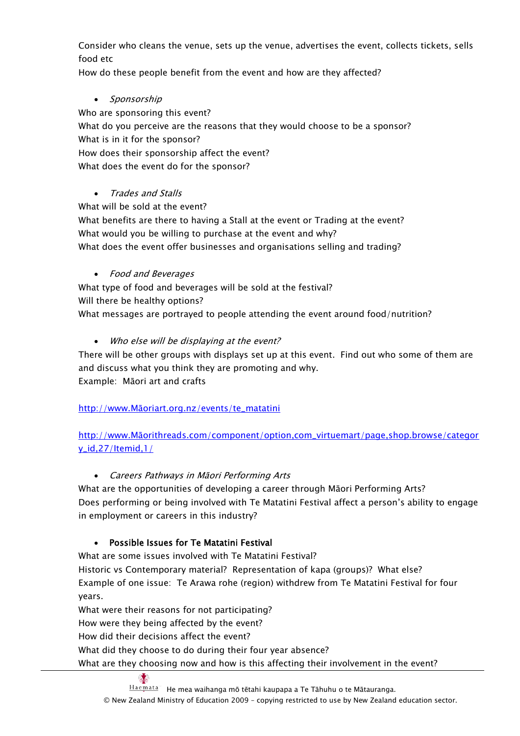Consider who cleans the venue, sets up the venue, advertises the event, collects tickets, sells food etc
How do these people benefit from the event and how are they affected?

- *Sponsorship*

Who are sponsoring this event?
What do you perceive are the reasons that they would choose to be a sponsor?
What is in it for the sponsor?
How does their sponsorship affect the event?
What does the event do for the sponsor?

- *Trades and Stalls*

What will be sold at the event?
What benefits are there to having a Stall at the event or Trading at the event?
What would you be willing to purchase at the event and why?
What does the event offer businesses and organisations selling and trading?

- *Food and Beverages*

What type of food and beverages will be sold at the festival?
Will there be healthy options?
What messages are portrayed to people attending the event around food/nutrition?

- *Who else will be displaying at the event?*

There will be other groups with displays set up at this event. Find out who some of them are and discuss what you think they are promoting and why.
Example: Māori art and crafts

http://www.Māoriart.org.nz/events/te_matatini

http://www.Māorithreads.com/component/option,com_virtuemart/page,shop.browse/category_id,27/Itemid,1/

- *Careers Pathways in Māori Performing Arts*

What are the opportunities of developing a career through Māori Performing Arts?
Does performing or being involved with Te Matatini Festival affect a person's ability to engage in employment or careers in this industry?

- **Possible Issues for Te Matatini Festival**

What are some issues involved with Te Matatini Festival?
Historic vs Contemporary material? Representation of kapa (groups)? What else?
Example of one issue: Te Arawa rohe (region) withdrew from Te Matatini Festival for four years.
What were their reasons for not participating?
How were they being affected by the event?
How did their decisions affect the event?
What did they choose to do during their four year absence?
What are they choosing now and how is this affecting their involvement in the event?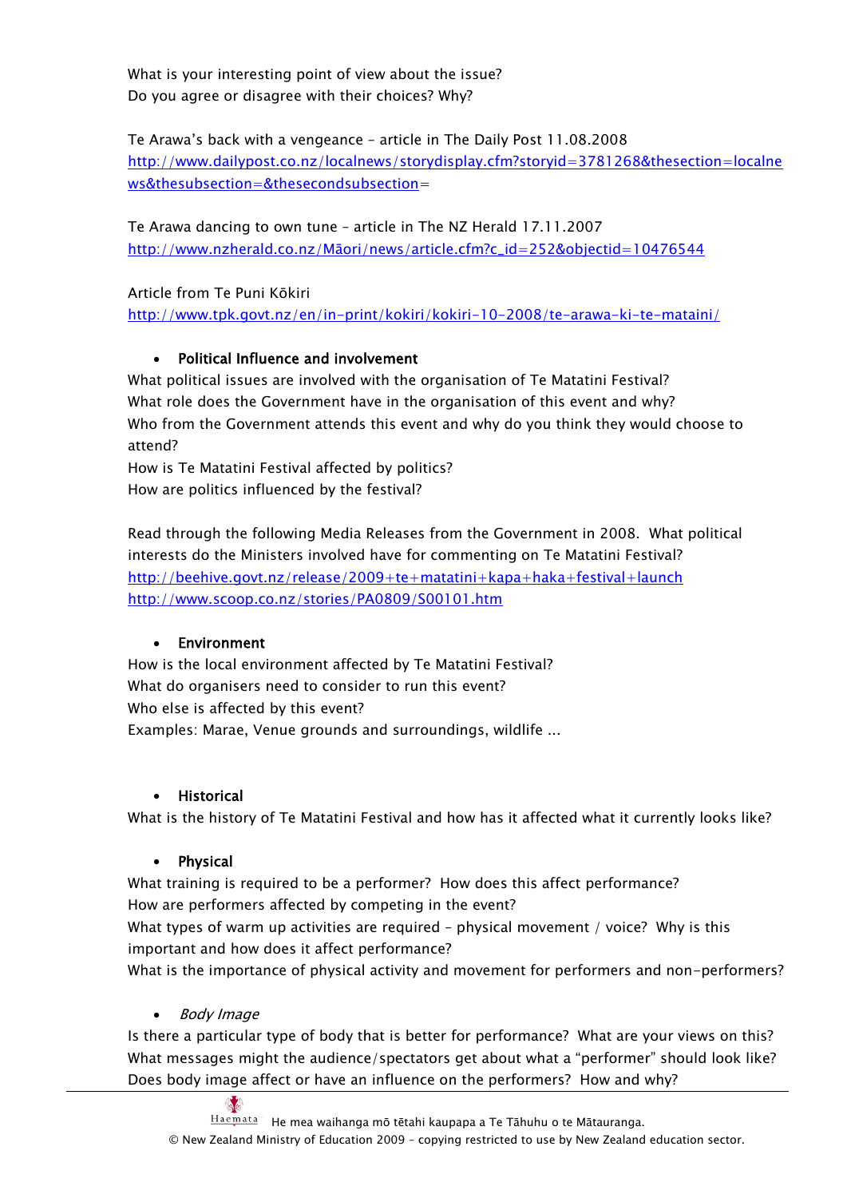What is your interesting point of view about the issue?
Do you agree or disagree with their choices? Why?

Te Arawa's back with a vengeance – article in The Daily Post 11.08.2008
http://www.dailypost.co.nz/localnews/storydisplay.cfm?storyid=3781268&thesection=localnews&thesubsection=&thesecondsubsection=

Te Arawa dancing to own tune – article in The NZ Herald 17.11.2007
http://www.nzherald.co.nz/Māori/news/article.cfm?c_id=252&objectid=10476544

Article from Te Puni Kōkiri
http://www.tpk.govt.nz/en/in-print/kokiri/kokiri-10-2008/te-arawa-ki-te-mataini/

- **Political Influence and involvement**

What political issues are involved with the organisation of Te Matatini Festival?
What role does the Government have in the organisation of this event and why?
Who from the Government attends this event and why do you think they would choose to attend?
How is Te Matatini Festival affected by politics?
How are politics influenced by the festival?

Read through the following Media Releases from the Government in 2008. What political interests do the Ministers involved have for commenting on Te Matatini Festival?
http://beehive.govt.nz/release/2009+te+matatini+kapa+haka+festival+launch
http://www.scoop.co.nz/stories/PA0809/S00101.htm

- **Environment**

How is the local environment affected by Te Matatini Festival?
What do organisers need to consider to run this event?
Who else is affected by this event?
Examples: Marae, Venue grounds and surroundings, wildlife ...

- **Historical**

What is the history of Te Matatini Festival and how has it affected what it currently looks like?

- **Physical**

What training is required to be a performer? How does this affect performance?
How are performers affected by competing in the event?
What types of warm up activities are required – physical movement / voice? Why is this important and how does it affect performance?
What is the importance of physical activity and movement for performers and non-performers?

- *Body Image*

Is there a particular type of body that is better for performance? What are your views on this?
What messages might the audience/spectators get about what a "performer" should look like?
Does body image affect or have an influence on the performers? How and why?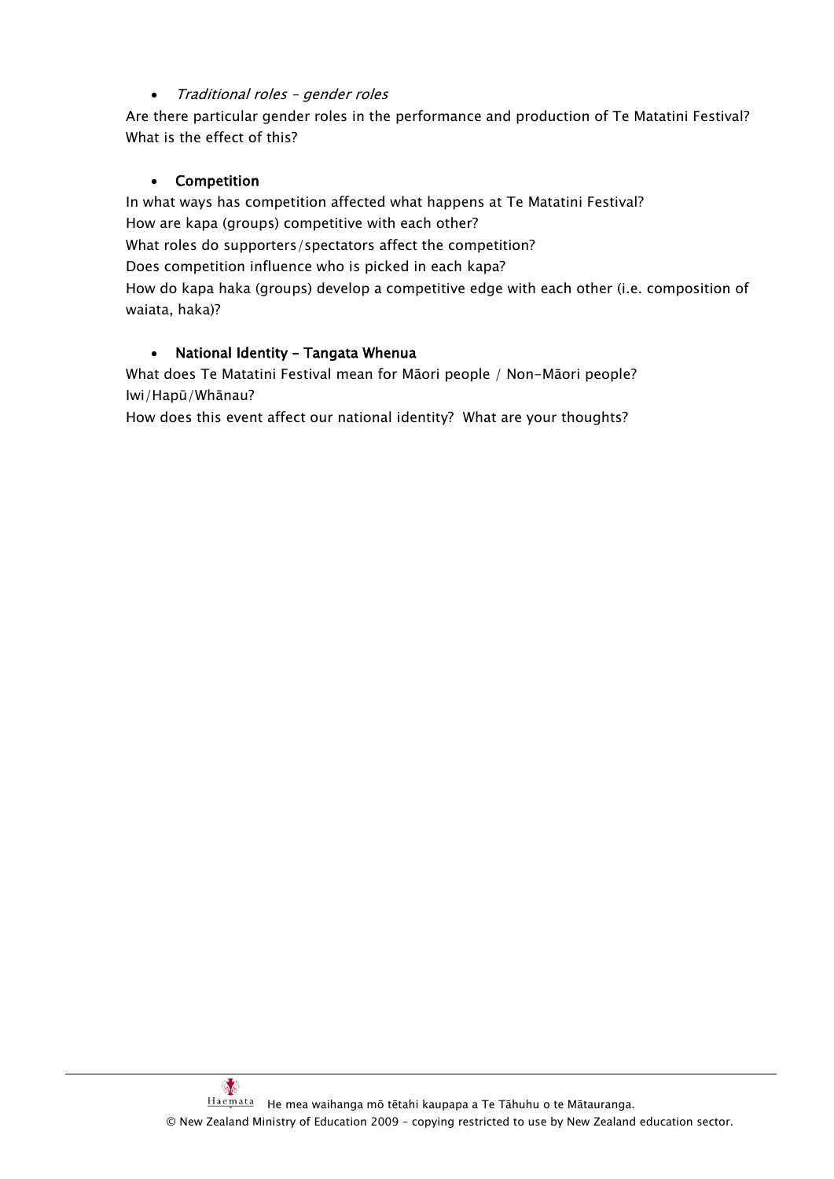- *Traditional roles – gender roles*

Are there particular gender roles in the performance and production of Te Matatini Festival? What is the effect of this?

- **Competition**

In what ways has competition affected what happens at Te Matatini Festival?
How are kapa (groups) competitive with each other?
What roles do supporters/spectators affect the competition?
Does competition influence who is picked in each kapa?
How do kapa haka (groups) develop a competitive edge with each other (i.e. composition of waiata, haka)?

- **National Identity – Tangata Whenua**

What does Te Matatini Festival mean for Māori people / Non-Māori people?
Iwi/Hapū/Whānau?
How does this event affect our national identity? What are your thoughts?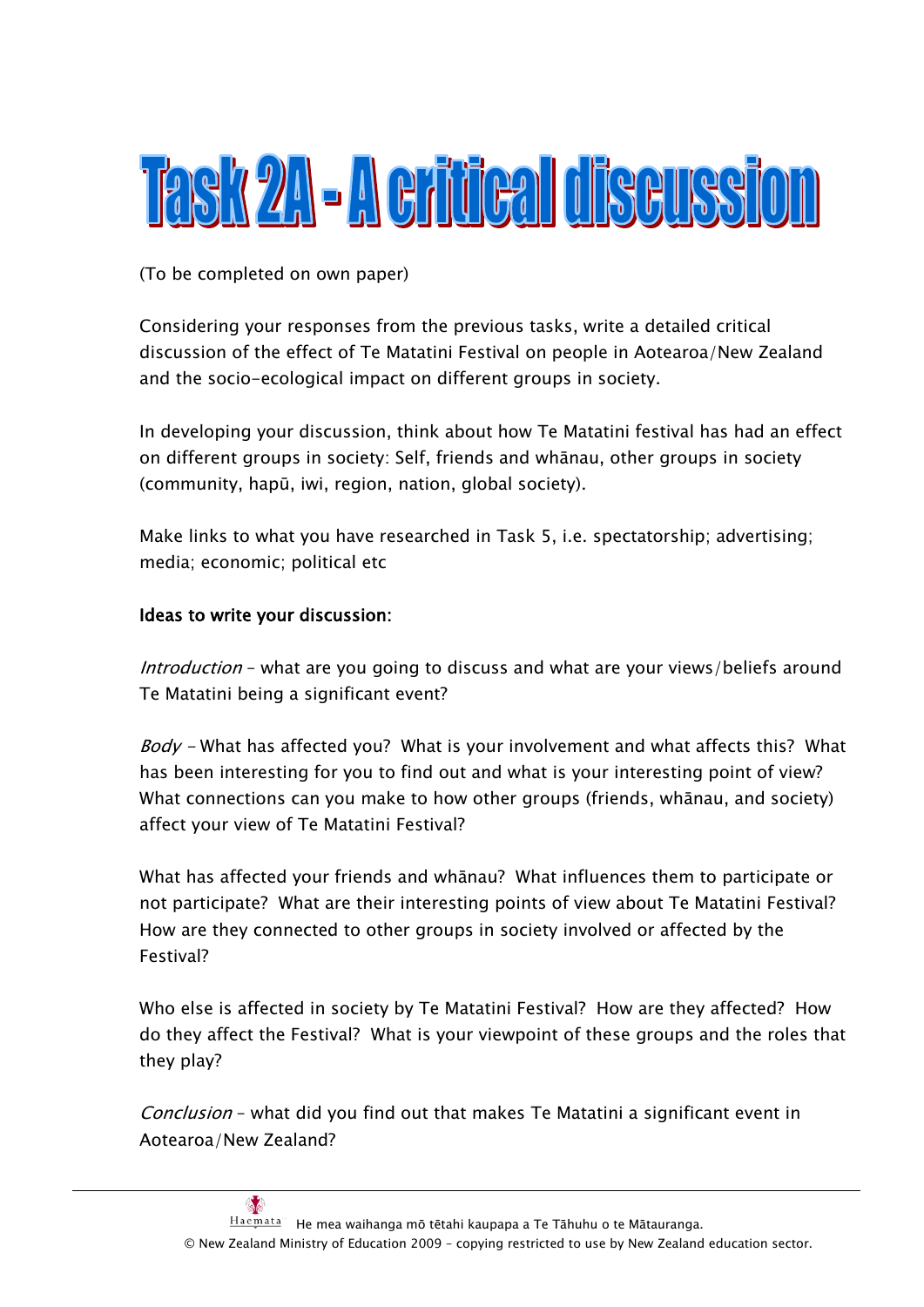# Task 2A - A critical discussion

(To be completed on own paper)

Considering your responses from the previous tasks, write a detailed critical discussion of the effect of Te Matatini Festival on people in Aotearoa/New Zealand and the socio-ecological impact on different groups in society.

In developing your discussion, think about how Te Matatini festival has had an effect on different groups in society: Self, friends and whānau, other groups in society (community, hapū, iwi, region, nation, global society).

Make links to what you have researched in Task 5, i.e. spectatorship; advertising; media; economic; political etc

**Ideas to write your discussion:**

*Introduction* – what are you going to discuss and what are your views/beliefs around Te Matatini being a significant event?

*Body* – What has affected you? What is your involvement and what affects this? What has been interesting for you to find out and what is your interesting point of view? What connections can you make to how other groups (friends, whānau, and society) affect your view of Te Matatini Festival?

What has affected your friends and whānau? What influences them to participate or not participate? What are their interesting points of view about Te Matatini Festival? How are they connected to other groups in society involved or affected by the Festival?

Who else is affected in society by Te Matatini Festival? How are they affected? How do they affect the Festival? What is your viewpoint of these groups and the roles that they play?

*Conclusion* – what did you find out that makes Te Matatini a significant event in Aotearoa/New Zealand?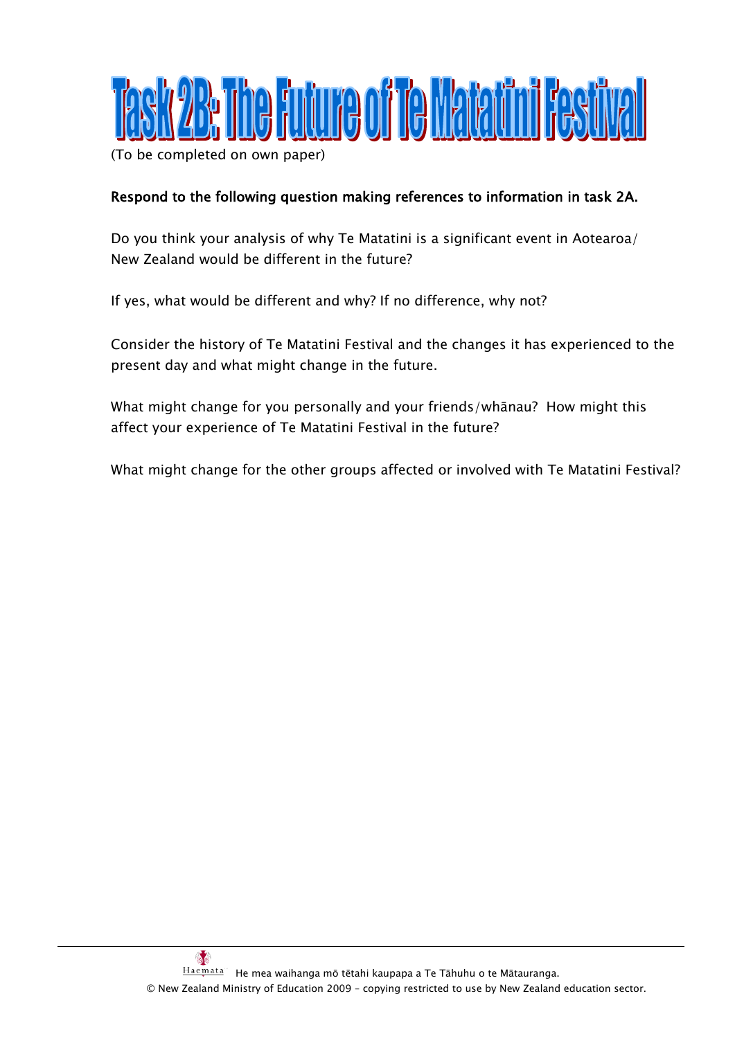# Task 2B: The Future of Te Matatini Festival

(To be completed on own paper)

**Respond to the following question making references to information in task 2A.**

Do you think your analysis of why Te Matatini is a significant event in Aotearoa/ New Zealand would be different in the future?

If yes, what would be different and why? If no difference, why not?

Consider the history of Te Matatini Festival and the changes it has experienced to the present day and what might change in the future.

What might change for you personally and your friends/whānau? How might this affect your experience of Te Matatini Festival in the future?

What might change for the other groups affected or involved with Te Matatini Festival?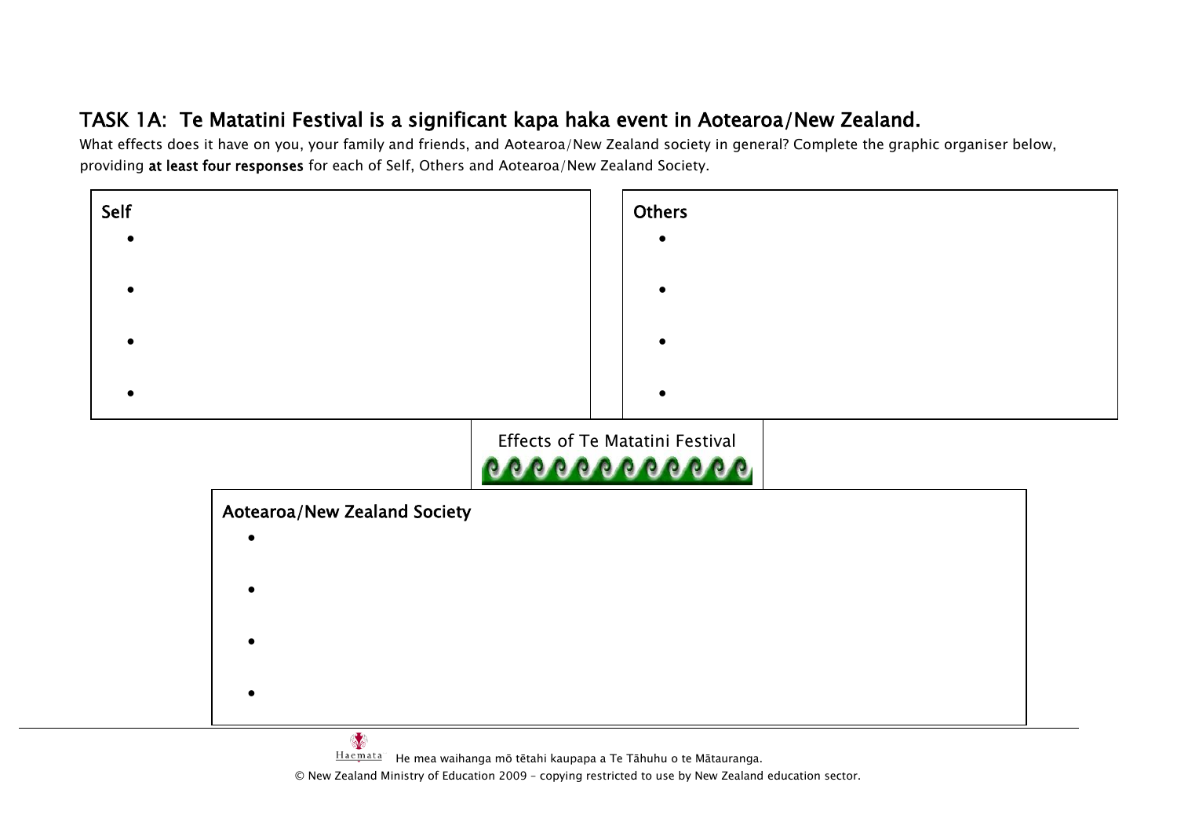## TASK 1A: Te Matatini Festival is a significant kapa haka event in Aotearoa/New Zealand.

What effects does it have on you, your family and friends, and Aotearoa/New Zealand society in general? Complete the graphic organiser below, providing **at least four responses** for each of Self, Others and Aotearoa/New Zealand Society.

**Self**

- 
- 
- 
- 

**Others**

- 
- 
- 
- 

Effects of Te Matatini Festival

**Aotearoa/New Zealand Society**

- 
- 
- 
- 

He mea waihanga mō tētahi kaupapa a Te Tāhuhu o te Mātauranga.

© New Zealand Ministry of Education 2009 – copying restricted to use by New Zealand education sector.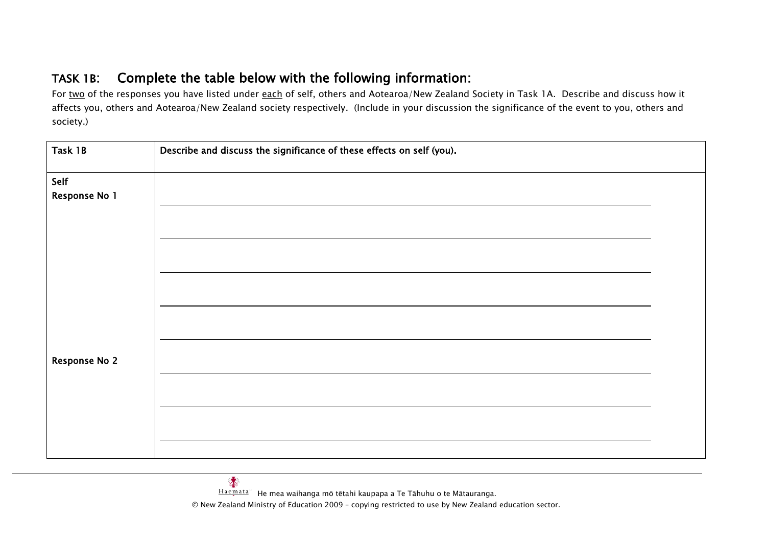## TASK 1B: Complete the table below with the following information:

For two of the responses you have listed under each of self, others and Aotearoa/New Zealand Society in Task 1A. Describe and discuss how it affects you, others and Aotearoa/New Zealand society respectively. (Include in your discussion the significance of the event to you, others and society.)

| Task 1B | Describe and discuss the significance of these effects on self (you). |
|---|---|
| **Self**<br>**Response No 1** | |
| **Response No 2** | |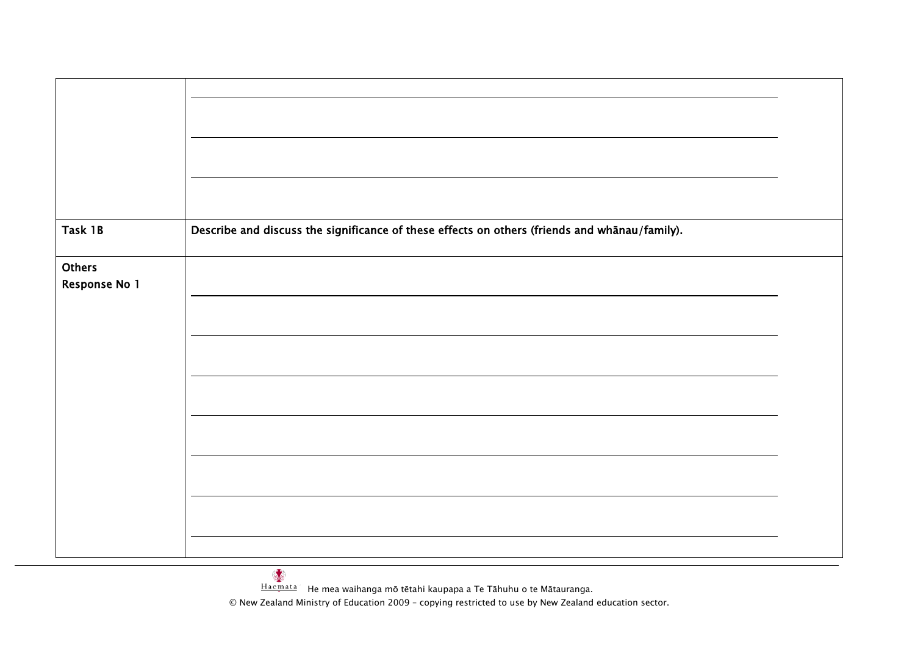| | |
|---|---|
| | |
| **Task 1B** | **Describe and discuss the significance of these effects on others (friends and whānau/family).** |
| **Others**<br>**Response No 1** | |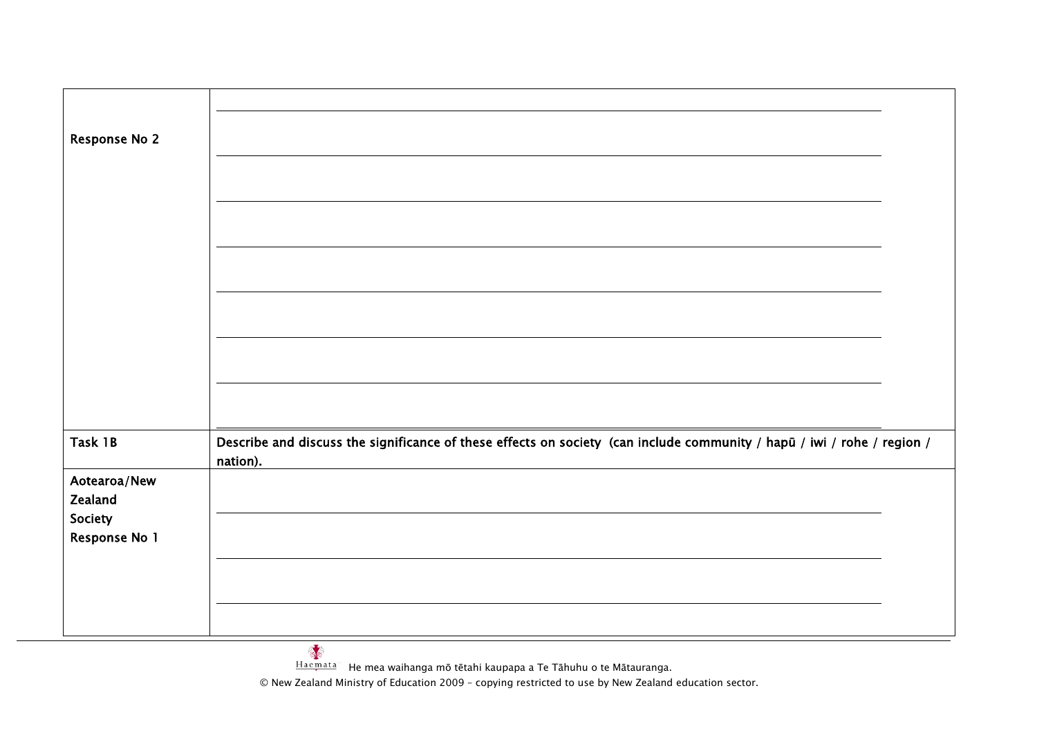| | |
|---|---|
| **Response No 2** | |
| **Task 1B** | **Describe and discuss the significance of these effects on society (can include community / hapū / iwi / rohe / region / nation).** |
| **Aotearoa/New Zealand Society Response No 1** | |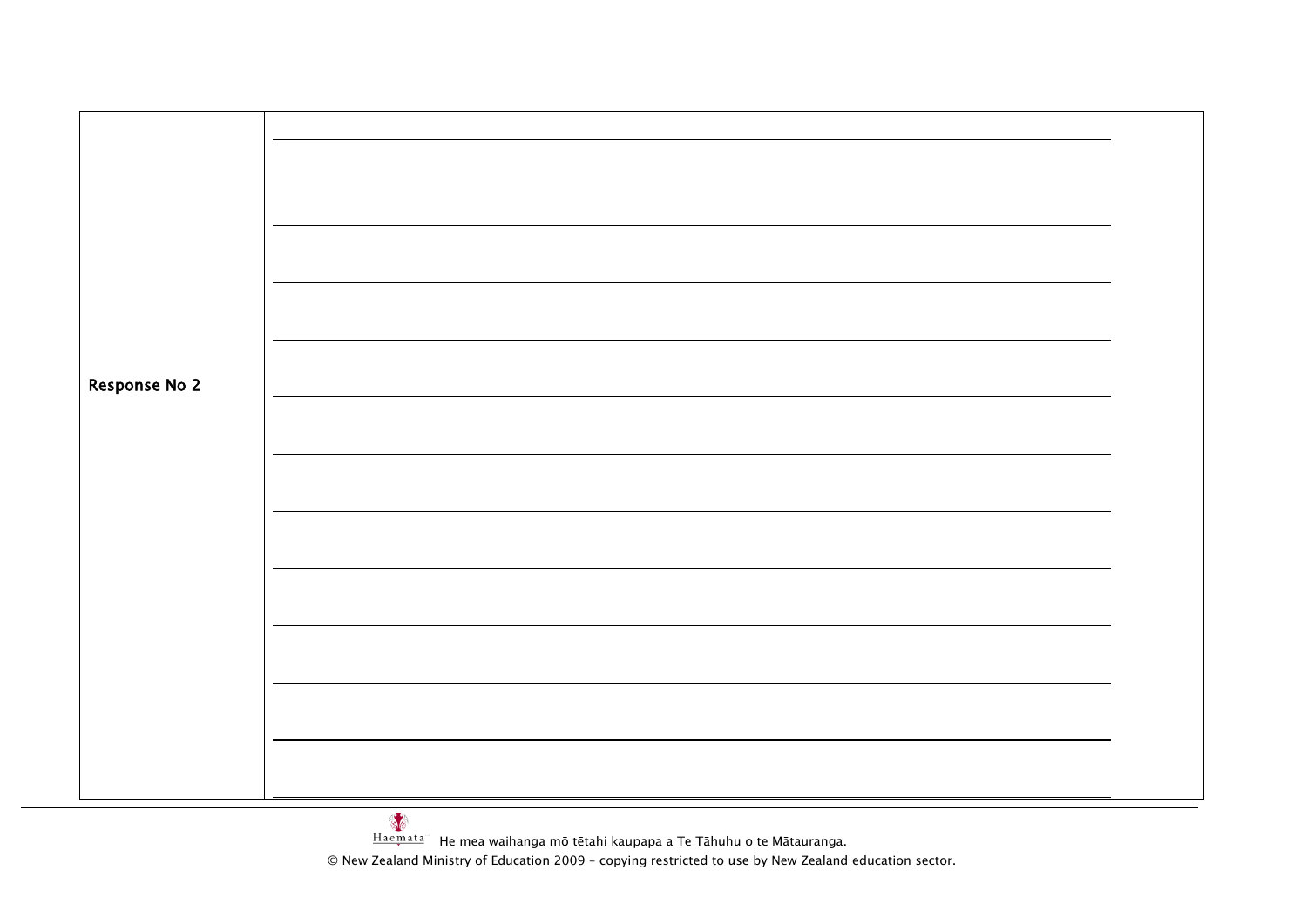| Response No 2 | |
|---|---|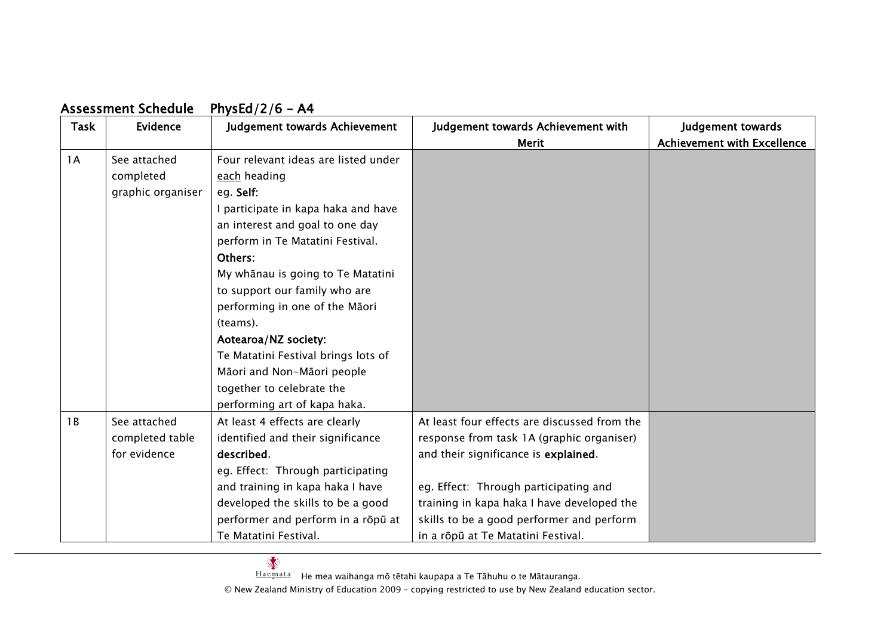## Assessment Schedule PhysEd/2/6 – A4

| Task | Evidence | Judgement towards Achievement | Judgement towards Achievement with Merit | Judgement towards Achievement with Excellence |
|---|---|---|---|---|
| 1A | See attached completed graphic organiser | Four relevant ideas are listed under <u>each</u> heading<br>eg. **Self:**<br>I participate in kapa haka and have an interest and goal to one day perform in Te Matatini Festival.<br>**Others:**<br>My whānau is going to Te Matatini to support our family who are performing in one of the Māori (teams).<br>**Aotearoa/NZ society:**<br>Te Matatini Festival brings lots of Māori and Non-Māori people together to celebrate the performing art of kapa haka. | | |
| 1B | See attached completed table for evidence | At least 4 effects are clearly identified and their significance **described**.<br>eg. Effect: Through participating and training in kapa haka I have developed the skills to be a good performer and perform in a rōpū at Te Matatini Festival. | At least four effects are discussed from the response from task 1A (graphic organiser) and their significance is **explained**.<br><br>eg. Effect: Through participating and training in kapa haka I have developed the skills to be a good performer and perform in a rōpū at Te Matatini Festival. | |

He mea waihanga mō tētahi kaupapa a Te Tāhuhu o te Mātauranga.

© New Zealand Ministry of Education 2009 – copying restricted to use by New Zealand education sector.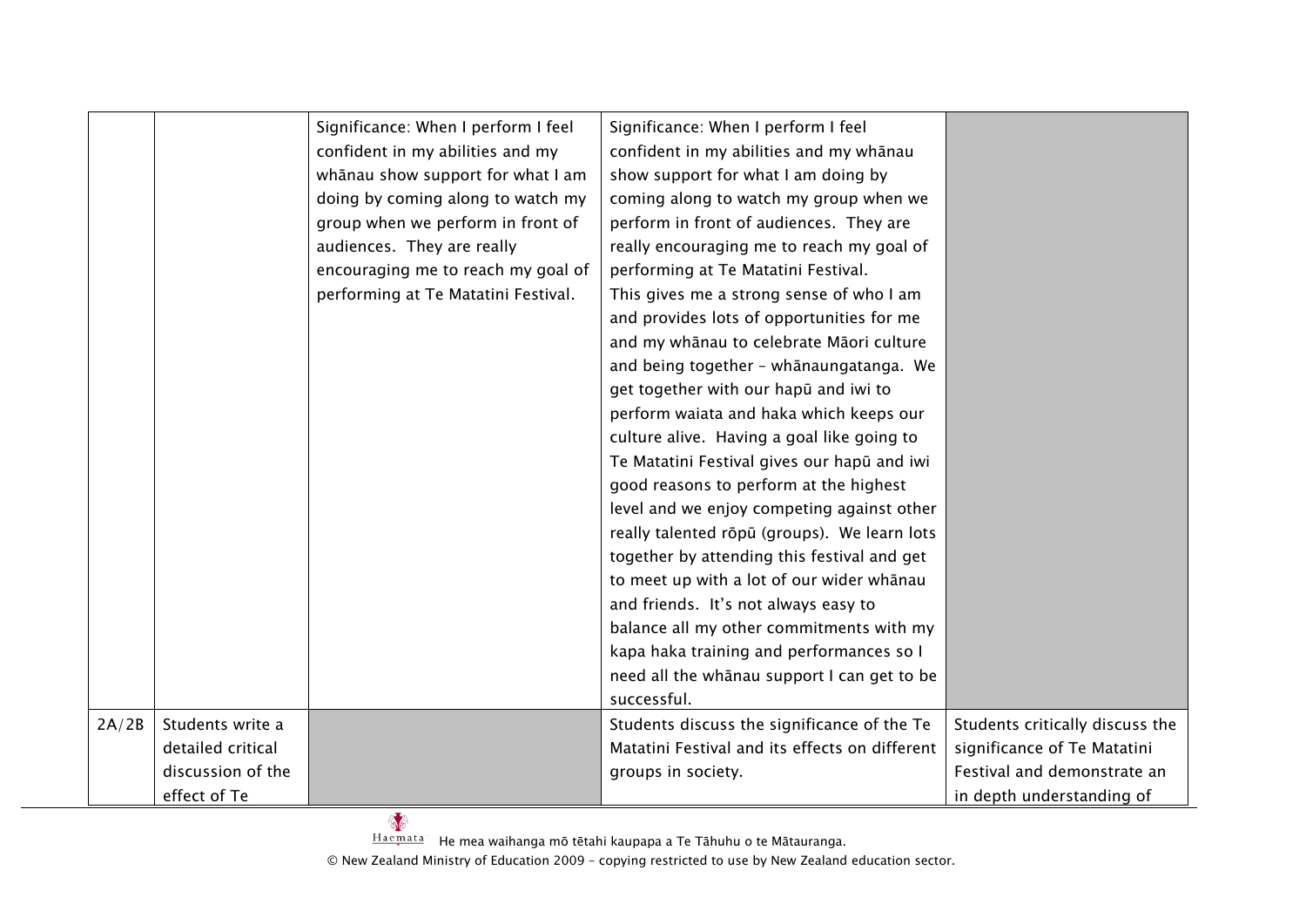| | | | | |
|---|---|---|---|---|
| | | Significance: When I perform I feel confident in my abilities and my whānau show support for what I am doing by coming along to watch my group when we perform in front of audiences. They are really encouraging me to reach my goal of performing at Te Matatini Festival. | Significance: When I perform I feel confident in my abilities and my whānau show support for what I am doing by coming along to watch my group when we perform in front of audiences. They are really encouraging me to reach my goal of performing at Te Matatini Festival. This gives me a strong sense of who I am and provides lots of opportunities for me and my whānau to celebrate Māori culture and being together – whānaungatanga. We get together with our hapū and iwi to perform waiata and haka which keeps our culture alive. Having a goal like going to Te Matatini Festival gives our hapū and iwi good reasons to perform at the highest level and we enjoy competing against other really talented rōpū (groups). We learn lots together by attending this festival and get to meet up with a lot of our wider whānau and friends. It's not always easy to balance all my other commitments with my kapa haka training and performances so I need all the whānau support I can get to be successful. | |
| 2A/2B | Students write a detailed critical discussion of the effect of Te | | Students discuss the significance of the Te Matatini Festival and its effects on different groups in society. | Students critically discuss the significance of Te Matatini Festival and demonstrate an in depth understanding of |

He mea waihanga mō tētahi kaupapa a Te Tāhuhu o te Mātauranga.

© New Zealand Ministry of Education 2009 – copying restricted to use by New Zealand education sector.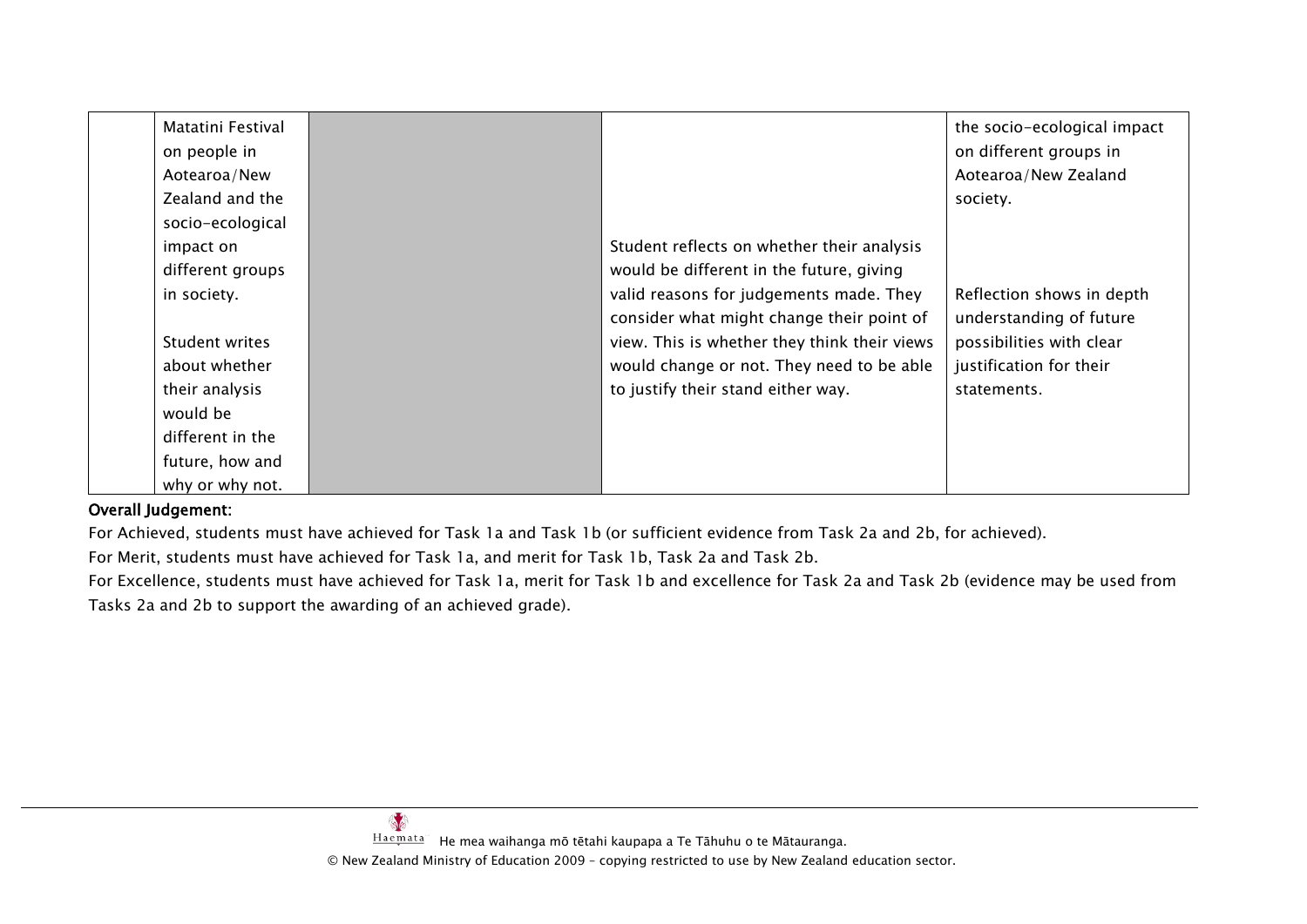| | | | | |
|---|---|---|---|---|
| | Matatini Festival on people in Aotearoa/New Zealand and the socio-ecological impact on different groups in society.<br><br>Student writes about whether their analysis would be different in the future, how and why or why not. | | Student reflects on whether their analysis would be different in the future, giving valid reasons for judgements made. They consider what might change their point of view. This is whether they think their views would change or not. They need to be able to justify their stand either way. | the socio-ecological impact on different groups in Aotearoa/New Zealand society.<br><br>Reflection shows in depth understanding of future possibilities with clear justification for their statements. |

**Overall Judgement:**

For Achieved, students must have achieved for Task 1a and Task 1b (or sufficient evidence from Task 2a and 2b, for achieved).

For Merit, students must have achieved for Task 1a, and merit for Task 1b, Task 2a and Task 2b.

For Excellence, students must have achieved for Task 1a, merit for Task 1b and excellence for Task 2a and Task 2b (evidence may be used from Tasks 2a and 2b to support the awarding of an achieved grade).

He mea waihanga mō tētahi kaupapa a Te Tāhuhu o te Mātauranga.

© New Zealand Ministry of Education 2009 – copying restricted to use by New Zealand education sector.